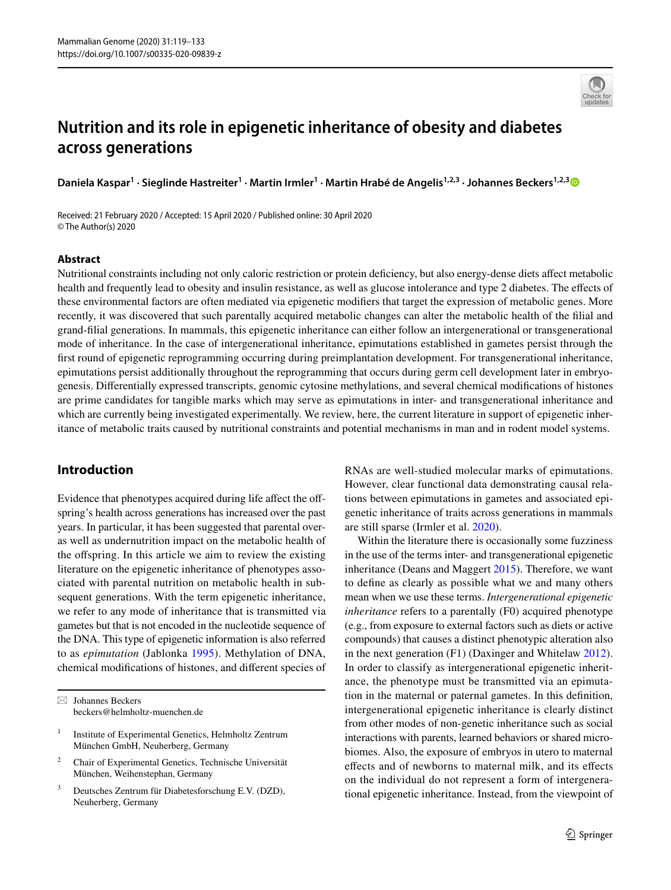# Nutrition and its role in epigenetic inheritance of obesity and diabetes across generations

**Daniela Kaspar[1] · Sieglinde Hastreiter[1] · Martin Irmler[1] · Martin Hrabě de Angelis[1,2,3] · Johannes Beckers[1,2,3]**

Received: 21 February 2020 / Accepted: 15 April 2020 / Published online: 30 April 2020
© The Author(s) 2020

## Abstract

Nutritional constraints including not only caloric restriction or protein deficiency, but also energy-dense diets affect metabolic health and frequently lead to obesity and insulin resistance, as well as glucose intolerance and type 2 diabetes. The effects of these environmental factors are often mediated via epigenetic modifiers that target the expression of metabolic genes. More recently, it was discovered that such parentally acquired metabolic changes can alter the metabolic health of the filial and grand-filial generations. In mammals, this epigenetic inheritance can either follow an intergenerational or transgenerational mode of inheritance. In the case of intergenerational inheritance, epimutations established in gametes persist through the first round of epigenetic reprogramming occurring during preimplantation development. For transgenerational inheritance, epimutations persist additionally throughout the reprogramming that occurs during germ cell development later in embryogenesis. Differentially expressed transcripts, genomic cytosine methylations, and several chemical modifications of histones are prime candidates for tangible marks which may serve as epimutations in inter- and transgenerational inheritance and which are currently being investigated experimentally. We review, here, the current literature in support of epigenetic inheritance of metabolic traits caused by nutritional constraints and potential mechanisms in man and in rodent model systems.

## Introduction

Evidence that phenotypes acquired during life affect the offspring's health across generations has increased over the past years. In particular, it has been suggested that parental over- as well as undernutrition impact on the metabolic health of the offspring. In this article we aim to review the existing literature on the epigenetic inheritance of phenotypes associated with parental nutrition on metabolic health in subsequent generations. With the term epigenetic inheritance, we refer to any mode of inheritance that is transmitted via gametes but that is not encoded in the nucleotide sequence of the DNA. This type of epigenetic information is also referred to as *epimutation* (Jablonka 1995). Methylation of DNA, chemical modifications of histones, and different species of RNAs are well-studied molecular marks of epimutations. However, clear functional data demonstrating causal relations between epimutations in gametes and associated epigenetic inheritance of traits across generations in mammals are still sparse (Irmler et al. 2020).

Within the literature there is occasionally some fuzziness in the use of the terms inter- and transgenerational epigenetic inheritance (Deans and Maggert 2015). Therefore, we want to define as clearly as possible what we and many others mean when we use these terms. *Intergenerational epigenetic inheritance* refers to a parentally (F0) acquired phenotype (e.g., from exposure to external factors such as diets or active compounds) that causes a distinct phenotypic alteration also in the next generation (F1) (Daxinger and Whitelaw 2012). In order to classify as intergenerational epigenetic inheritance, the phenotype must be transmitted via an epimutation in the maternal or paternal gametes. In this definition, intergenerational epigenetic inheritance is clearly distinct from other modes of non-genetic inheritance such as social interactions with parents, learned behaviors or shared microbiomes. Also, the exposure of embryos in utero to maternal effects and of newborns to maternal milk, and its effects on the individual do not represent a form of intergenerational epigenetic inheritance. Instead, from the viewpoint of

---

✉ Johannes Beckers
beckers@helmholtz-muenchen.de

[1] Institute of Experimental Genetics, Helmholtz Zentrum München GmbH, Neuherberg, Germany

[2] Chair of Experimental Genetics, Technische Universität München, Weihenstephan, Germany

[3] Deutsches Zentrum für Diabetesforschung E.V. (DZD), Neuherberg, Germany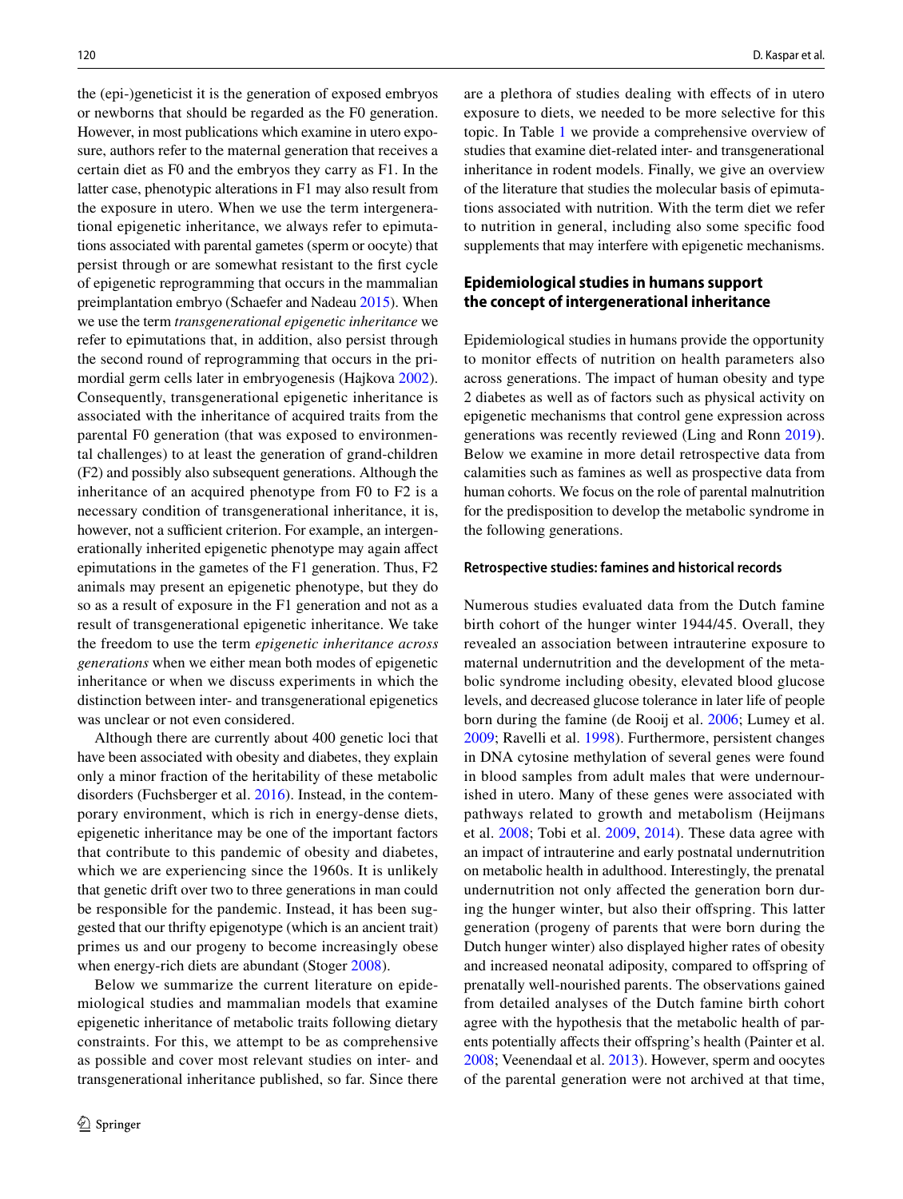the (epi-)geneticist it is the generation of exposed embryos or newborns that should be regarded as the F0 generation. However, in most publications which examine in utero exposure, authors refer to the maternal generation that receives a certain diet as F0 and the embryos they carry as F1. In the latter case, phenotypic alterations in F1 may also result from the exposure in utero. When we use the term intergenerational epigenetic inheritance, we always refer to epimutations associated with parental gametes (sperm or oocyte) that persist through or are somewhat resistant to the first cycle of epigenetic reprogramming that occurs in the mammalian preimplantation embryo (Schaefer and Nadeau 2015). When we use the term *transgenerational epigenetic inheritance* we refer to epimutations that, in addition, also persist through the second round of reprogramming that occurs in the primordial germ cells later in embryogenesis (Hajkova 2002). Consequently, transgenerational epigenetic inheritance is associated with the inheritance of acquired traits from the parental F0 generation (that was exposed to environmental challenges) to at least the generation of grand-children (F2) and possibly also subsequent generations. Although the inheritance of an acquired phenotype from F0 to F2 is a necessary condition of transgenerational inheritance, it is, however, not a sufficient criterion. For example, an intergenerationally inherited epigenetic phenotype may again affect epimutations in the gametes of the F1 generation. Thus, F2 animals may present an epigenetic phenotype, but they do so as a result of exposure in the F1 generation and not as a result of transgenerational epigenetic inheritance. We take the freedom to use the term *epigenetic inheritance across generations* when we either mean both modes of epigenetic inheritance or when we discuss experiments in which the distinction between inter- and transgenerational epigenetics was unclear or not even considered.

Although there are currently about 400 genetic loci that have been associated with obesity and diabetes, they explain only a minor fraction of the heritability of these metabolic disorders (Fuchsberger et al. 2016). Instead, in the contemporary environment, which is rich in energy-dense diets, epigenetic inheritance may be one of the important factors that contribute to this pandemic of obesity and diabetes, which we are experiencing since the 1960s. It is unlikely that genetic drift over two to three generations in man could be responsible for the pandemic. Instead, it has been suggested that our thrifty epigenotype (which is an ancient trait) primes us and our progeny to become increasingly obese when energy-rich diets are abundant (Stoger 2008).

Below we summarize the current literature on epidemiological studies and mammalian models that examine epigenetic inheritance of metabolic traits following dietary constraints. For this, we attempt to be as comprehensive as possible and cover most relevant studies on inter- and transgenerational inheritance published, so far. Since there are a plethora of studies dealing with effects of in utero exposure to diets, we needed to be more selective for this topic. In Table 1 we provide a comprehensive overview of studies that examine diet-related inter- and transgenerational inheritance in rodent models. Finally, we give an overview of the literature that studies the molecular basis of epimutations associated with nutrition. With the term diet we refer to nutrition in general, including also some specific food supplements that may interfere with epigenetic mechanisms.

## Epidemiological studies in humans support the concept of intergenerational inheritance

Epidemiological studies in humans provide the opportunity to monitor effects of nutrition on health parameters also across generations. The impact of human obesity and type 2 diabetes as well as of factors such as physical activity on epigenetic mechanisms that control gene expression across generations was recently reviewed (Ling and Ronn 2019). Below we examine in more detail retrospective data from calamities such as famines as well as prospective data from human cohorts. We focus on the role of parental malnutrition for the predisposition to develop the metabolic syndrome in the following generations.

### Retrospective studies: famines and historical records

Numerous studies evaluated data from the Dutch famine birth cohort of the hunger winter 1944/45. Overall, they revealed an association between intrauterine exposure to maternal undernutrition and the development of the metabolic syndrome including obesity, elevated blood glucose levels, and decreased glucose tolerance in later life of people born during the famine (de Rooij et al. 2006; Lumey et al. 2009; Ravelli et al. 1998). Furthermore, persistent changes in DNA cytosine methylation of several genes were found in blood samples from adult males that were undernourished in utero. Many of these genes were associated with pathways related to growth and metabolism (Heijmans et al. 2008; Tobi et al. 2009, 2014). These data agree with an impact of intrauterine and early postnatal undernutrition on metabolic health in adulthood. Interestingly, the prenatal undernutrition not only affected the generation born during the hunger winter, but also their offspring. This latter generation (progeny of parents that were born during the Dutch hunger winter) also displayed higher rates of obesity and increased neonatal adiposity, compared to offspring of prenatally well-nourished parents. The observations gained from detailed analyses of the Dutch famine birth cohort agree with the hypothesis that the metabolic health of parents potentially affects their offspring's health (Painter et al. 2008; Veenendaal et al. 2013). However, sperm and oocytes of the parental generation were not archived at that time,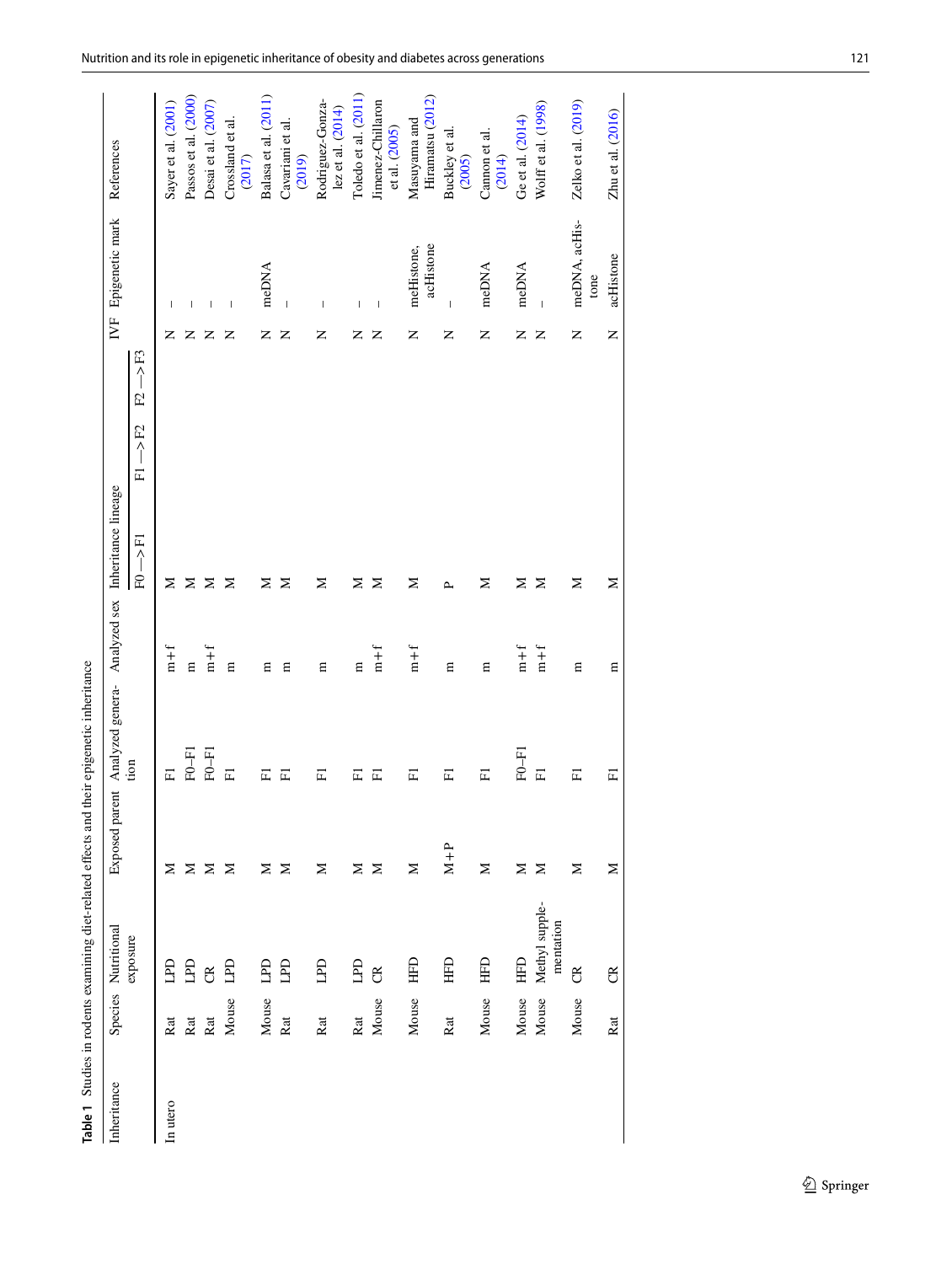**Table 1** Studies in rodents examining diet-related effects and their epigenetic inheritance

| Inheritance | Species | Nutritional exposure | Exposed parent | Analyzed generation | Analyzed sex | Inheritance lineage | | | IVF | Epigenetic mark | References |
|---|---|---|---|---|---|---|---|---|---|---|---|
| | | | | | | F0 –> F1 | F1 –> F2 | F2 –> F3 | | | |
| In utero | Rat | LPD | M | F1 | m+f | M | | | N | – | Sayer et al. (2001) |
| | Rat | LPD | M | F0–F1 | m | M | | | N | – | Passos et al. (2000) |
| | Rat | CR | M | F0–F1 | m+f | M | | | N | – | Desai et al. (2007) |
| | Mouse | LPD | M | F1 | m | M | | | N | – | Crossland et al. (2017) |
| | Mouse | LPD | M | F1 | m | M | | | N | meDNA | Balasa et al. (2011) |
| | Rat | LPD | M | F1 | m | M | | | N | – | Cavariani et al. (2019) |
| | Rat | LPD | M | F1 | m | M | | | N | – | Rodriguez-Gonzalez et al. (2014) |
| | Rat | LPD | M | F1 | m | M | | | N | – | Toledo et al. (2011) |
| | Mouse | CR | M | F1 | m+f | M | | | N | – | Jimenez-Chillaron et al. (2005) |
| | Mouse | HFD | M | F1 | m+f | M | | | N | meHistone, acHistone | Masuyama and Hiramatsu (2012) |
| | Rat | HFD | M+P | F1 | m | P | | | N | – | Buckley et al. (2005) |
| | Mouse | HFD | M | F1 | m | M | | | N | meDNA | Cannon et al. (2014) |
| | Mouse | HFD | M | F0–F1 | m+f | M | | | N | meDNA | Ge et al. (2014) |
| | Mouse | Methyl supplementation | M | F1 | m+f | M | | | N | – | Wolff et al. (1998) |
| | Mouse | CR | M | F1 | m | M | | | N | meDNA, acHistone | Zelko et al. (2019) |
| | Rat | CR | M | F1 | m | M | | | N | acHistone | Zhu et al. (2016) |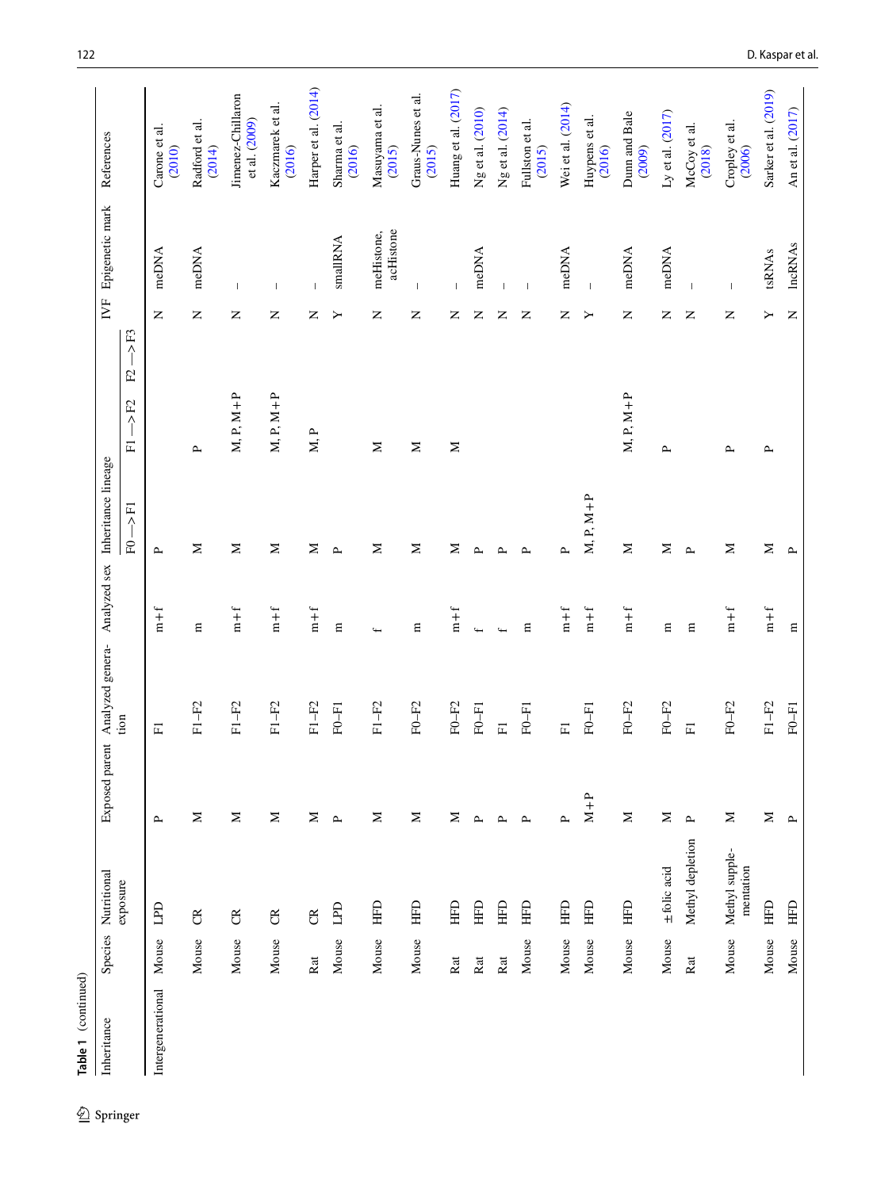**Table 1** (continued)

| Inheritance | Species | Nutritional exposure | Exposed parent | Analyzed generation | Analyzed sex | Inheritance lineage | | | IVF | Epigenetic mark | References |
|---|---|---|---|---|---|---|---|---|---|---|---|
| | | | | | | F0 —> F1 | F1 —> F2 | F2 —> F3 | | | |
| Intergenerational | Mouse | LPD | P | F1 | m + f | P | | | N | meDNA | Carone et al. (2010) |
| | Mouse | CR | M | F1–F2 | m | M | P | | N | meDNA | Radford et al. (2014) |
| | Mouse | CR | M | F1–F2 | m + f | M | M, P, M + P | | N | – | Jimenez-Chillaron et al. (2009) |
| | Mouse | CR | M | F1–F2 | m + f | M | M, P, M + P | | N | – | Kaczmarek et al. (2016) |
| | Rat | CR | M | F1–F2 | m + f | M | M, P | | N | – | Harper et al. (2014) |
| | Mouse | LPD | P | F0–F1 | m | P | | | Y | smallRNA | Sharma et al. (2016) |
| | Mouse | HFD | M | F1–F2 | f | M | M | | N | meHistone, acHistone | Masuyama et al. (2015) |
| | Mouse | HFD | M | F0–F2 | m | M | M | | N | – | Graus-Nunes et al. (2015) |
| | Rat | HFD | M | F0–F2 | m + f | M | M | | N | – | Huang et al. (2017) |
| | Rat | HFD | P | F0–F1 | f | P | | | N | meDNA | Ng et al. (2010) |
| | Rat | HFD | P | F1 | f | P | | | N | – | Ng et al. (2014) |
| | Mouse | HFD | P | F0–F1 | m | P | | | N | – | Fullston et al. (2015) |
| | Mouse | HFD | P | F1 | m + f | P | | | N | meDNA | Wei et al. (2014) |
| | Mouse | HFD | M + P | F0–F1 | m + f | M, P, M + P | | | Y | – | Huypens et al. (2016) |
| | Mouse | HFD | M | F0–F2 | m + f | M | M, P, M + P | | N | meDNA | Dunn and Bale (2009) |
| | Mouse | ± folic acid | M | F0–F2 | m | M | P | | N | meDNA | Ly et al. (2017) |
| | Rat | Methyl depletion | P | F1 | m | P | | | N | – | McCoy et al. (2018) |
| | Mouse | Methyl supplementation | M | F0–F2 | m + f | M | P | | N | – | Cropley et al. (2006) |
| | Mouse | HFD | M | F1–F2 | m + f | M | P | | Y | tsRNAs | Sarker et al. (2019) |
| | Mouse | HFD | P | F0–F1 | m | P | | | N | lncRNAs | An et al. (2017) |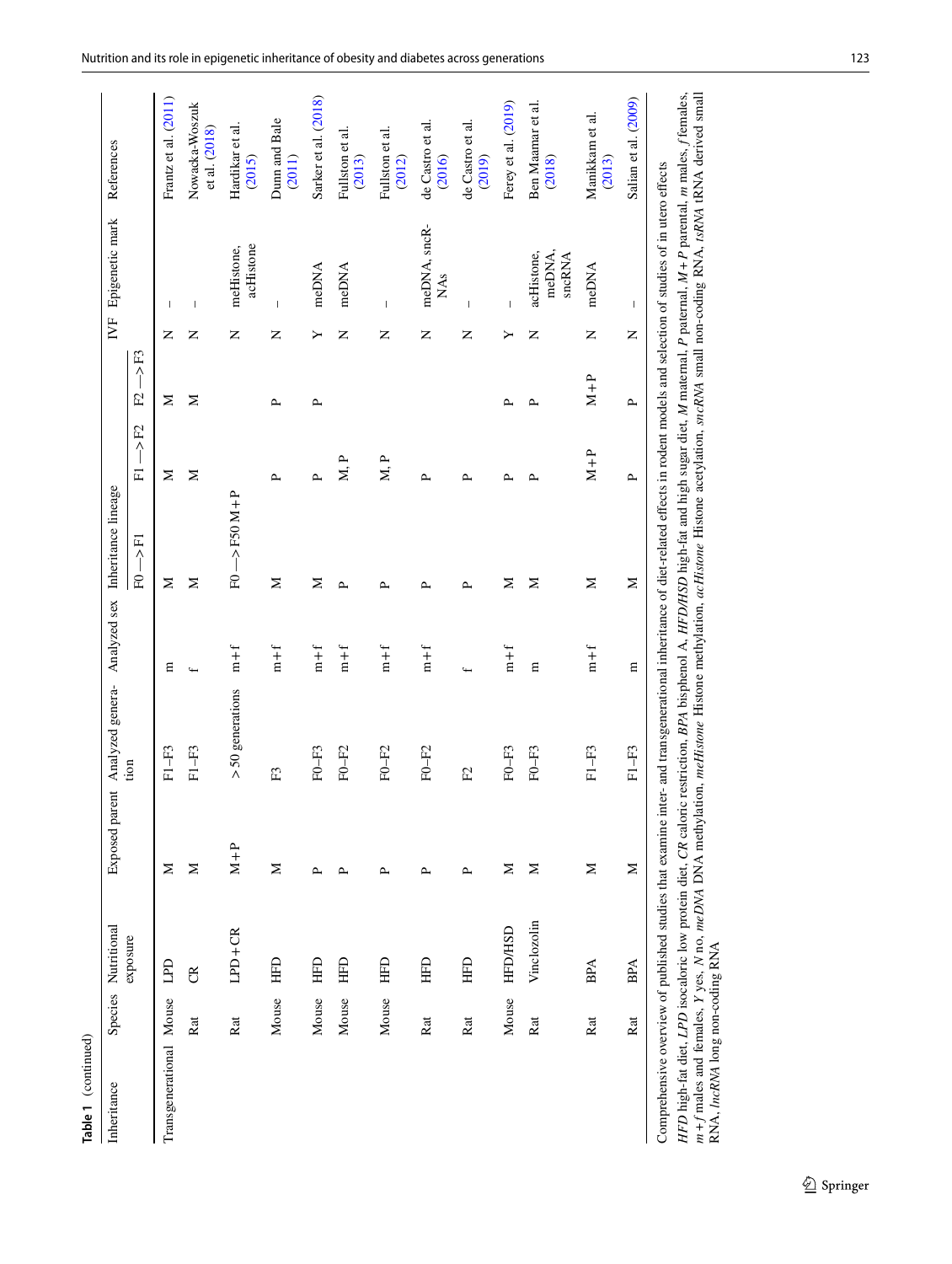**Table 1** (continued)

| Inheritance | Species | Nutritional exposure | Exposed parent | Analyzed generation | Analyzed sex | Inheritance lineage | | | IVF | Epigenetic mark | References |
|---|---|---|---|---|---|---|---|---|---|---|---|
| | | | | | | F0—>F1 | F1—>F2 | F2—>F3 | | | |
| Transgenerational | Mouse | LPD | M | F1–F3 | m | M | M | M | N | – | Frantz et al. (2011) |
| | Rat | CR | M | F1–F3 | f | M | M | M | N | – | Nowacka-Woszuk et al. (2018) |
| | Rat | LPD + CR | M + P | > 50 generations | m + f | F0—>F50 M + P | | | N | meHistone, acHistone | Hardikar et al. (2015) |
| | Mouse | HFD | M | F3 | m + f | M | P | P | N | – | Dunn and Bale (2011) |
| | Mouse | HFD | P | F0–F3 | m + f | M | P | P | Y | meDNA | Sarker et al. (2018) |
| | Mouse | HFD | P | F0–F2 | m + f | P | M, P | | N | meDNA | Fullston et al. (2013) |
| | Mouse | HFD | P | F0–F2 | m + f | P | M, P | | N | – | Fullston et al. (2012) |
| | Rat | HFD | P | F0–F2 | m + f | P | P | | N | meDNA, sncRNAs | de Castro et al. (2016) |
| | Rat | HFD | P | F2 | f | P | P | | N | – | de Castro et al. (2019) |
| | Mouse | HFD/HSD | M | F0–F3 | m + f | M | P | P | Y | – | Ferey et al. (2019) |
| | Rat | Vinclozolin | M | F0–F3 | m | M | P | P | N | acHistone, meDNA, sncRNA | Ben Maamar et al. (2018) |
| | Rat | BPA | M | F1–F3 | m + f | M | M + P | M + P | N | meDNA | Manikkam et al. (2013) |
| | Rat | BPA | M | F1–F3 | m | M | P | P | N | – | Salian et al. (2009) |

Comprehensive overview of published studies that examine inter- and transgenerational inheritance of diet-related effects in rodent models and selection of studies of in utero effects

*HFD* high-fat diet, *LPD* isocaloric low protein diet, *CR* caloric restriction, *BPA* bisphenol A, *HFD/HSD* high-fat and high sugar diet, *M* maternal, *P* paternal, *M + P* parental, *m* males, *f* females, *m + f* males and females, *Y* yes, *N* no, *meDNA* DNA methylation, *meHistone* Histone methylation, *acHistone* Histone acetylation, *sncRNA* small non-coding RNA, *tsRNA* tRNA derived small RNA, *lncRNA* long non-coding RNA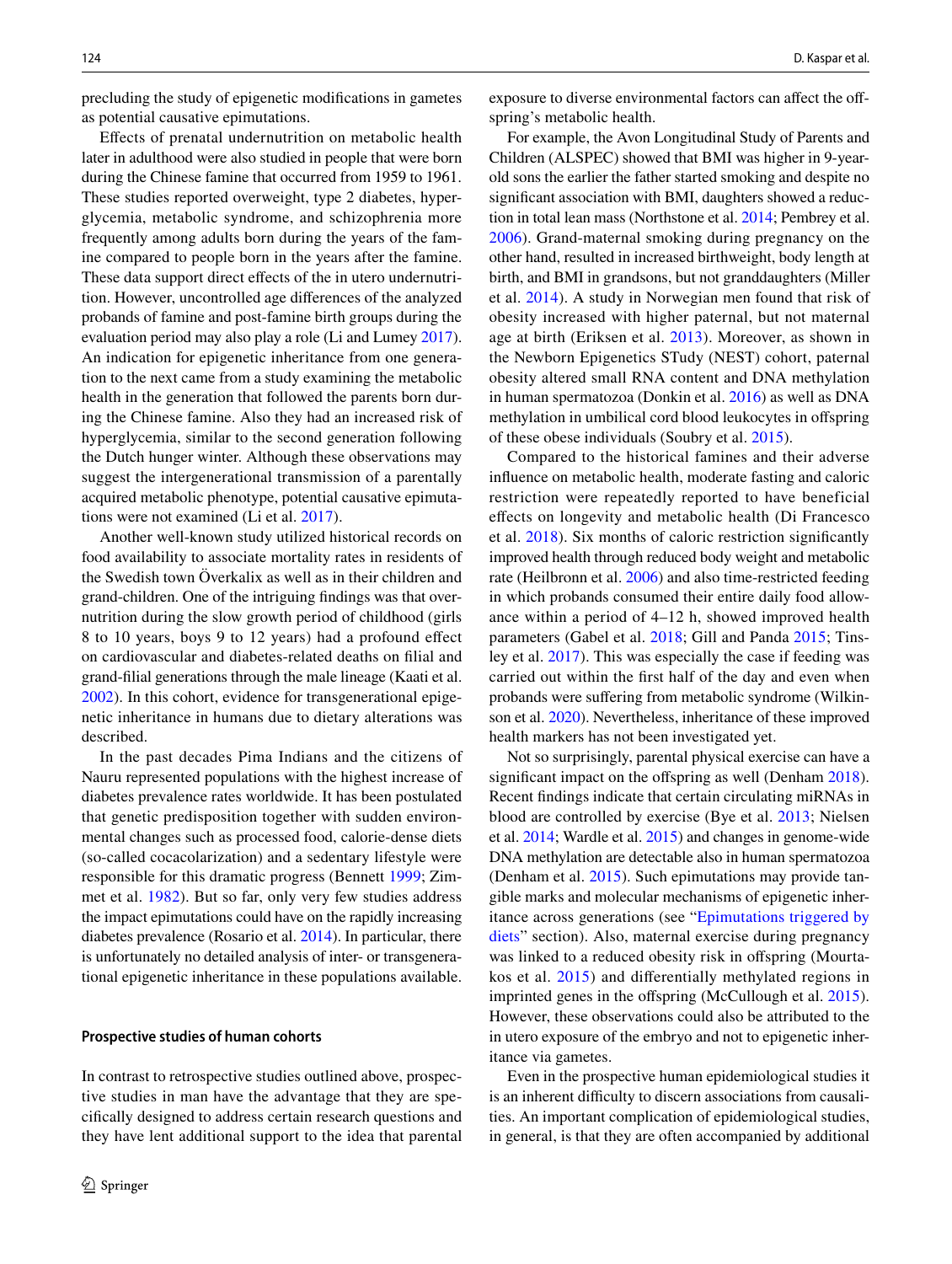precluding the study of epigenetic modifications in gametes as potential causative epimutations.

Effects of prenatal undernutrition on metabolic health later in adulthood were also studied in people that were born during the Chinese famine that occurred from 1959 to 1961. These studies reported overweight, type 2 diabetes, hyperglycemia, metabolic syndrome, and schizophrenia more frequently among adults born during the years of the famine compared to people born in the years after the famine. These data support direct effects of the in utero undernutrition. However, uncontrolled age differences of the analyzed probands of famine and post-famine birth groups during the evaluation period may also play a role (Li and Lumey 2017). An indication for epigenetic inheritance from one generation to the next came from a study examining the metabolic health in the generation that followed the parents born during the Chinese famine. Also they had an increased risk of hyperglycemia, similar to the second generation following the Dutch hunger winter. Although these observations may suggest the intergenerational transmission of a parentally acquired metabolic phenotype, potential causative epimutations were not examined (Li et al. 2017).

Another well-known study utilized historical records on food availability to associate mortality rates in residents of the Swedish town Överkalix as well as in their children and grand-children. One of the intriguing findings was that overnutrition during the slow growth period of childhood (girls 8 to 10 years, boys 9 to 12 years) had a profound effect on cardiovascular and diabetes-related deaths on filial and grand-filial generations through the male lineage (Kaati et al. 2002). In this cohort, evidence for transgenerational epigenetic inheritance in humans due to dietary alterations was described.

In the past decades Pima Indians and the citizens of Nauru represented populations with the highest increase of diabetes prevalence rates worldwide. It has been postulated that genetic predisposition together with sudden environmental changes such as processed food, calorie-dense diets (so-called cocacolarization) and a sedentary lifestyle were responsible for this dramatic progress (Bennett 1999; Zimmet et al. 1982). But so far, only very few studies address the impact epimutations could have on the rapidly increasing diabetes prevalence (Rosario et al. 2014). In particular, there is unfortunately no detailed analysis of inter- or transgenerational epigenetic inheritance in these populations available.

#### Prospective studies of human cohorts

In contrast to retrospective studies outlined above, prospective studies in man have the advantage that they are specifically designed to address certain research questions and they have lent additional support to the idea that parental exposure to diverse environmental factors can affect the offspring's metabolic health.

For example, the Avon Longitudinal Study of Parents and Children (ALSPEC) showed that BMI was higher in 9-year-old sons the earlier the father started smoking and despite no significant association with BMI, daughters showed a reduction in total lean mass (Northstone et al. 2014; Pembrey et al. 2006). Grand-maternal smoking during pregnancy on the other hand, resulted in increased birthweight, body length at birth, and BMI in grandsons, but not granddaughters (Miller et al. 2014). A study in Norwegian men found that risk of obesity increased with higher paternal, but not maternal age at birth (Eriksen et al. 2013). Moreover, as shown in the Newborn Epigenetics STudy (NEST) cohort, paternal obesity altered small RNA content and DNA methylation in human spermatozoa (Donkin et al. 2016) as well as DNA methylation in umbilical cord blood leukocytes in offspring of these obese individuals (Soubry et al. 2015).

Compared to the historical famines and their adverse influence on metabolic health, moderate fasting and caloric restriction were repeatedly reported to have beneficial effects on longevity and metabolic health (Di Francesco et al. 2018). Six months of caloric restriction significantly improved health through reduced body weight and metabolic rate (Heilbronn et al. 2006) and also time-restricted feeding in which probands consumed their entire daily food allowance within a period of 4–12 h, showed improved health parameters (Gabel et al. 2018; Gill and Panda 2015; Tinsley et al. 2017). This was especially the case if feeding was carried out within the first half of the day and even when probands were suffering from metabolic syndrome (Wilkinson et al. 2020). Nevertheless, inheritance of these improved health markers has not been investigated yet.

Not so surprisingly, parental physical exercise can have a significant impact on the offspring as well (Denham 2018). Recent findings indicate that certain circulating miRNAs in blood are controlled by exercise (Bye et al. 2013; Nielsen et al. 2014; Wardle et al. 2015) and changes in genome-wide DNA methylation are detectable also in human spermatozoa (Denham et al. 2015). Such epimutations may provide tangible marks and molecular mechanisms of epigenetic inheritance across generations (see "Epimutations triggered by diets" section). Also, maternal exercise during pregnancy was linked to a reduced obesity risk in offspring (Mourtakos et al. 2015) and differentially methylated regions in imprinted genes in the offspring (McCullough et al. 2015). However, these observations could also be attributed to the in utero exposure of the embryo and not to epigenetic inheritance via gametes.

Even in the prospective human epidemiological studies it is an inherent difficulty to discern associations from causalities. An important complication of epidemiological studies, in general, is that they are often accompanied by additional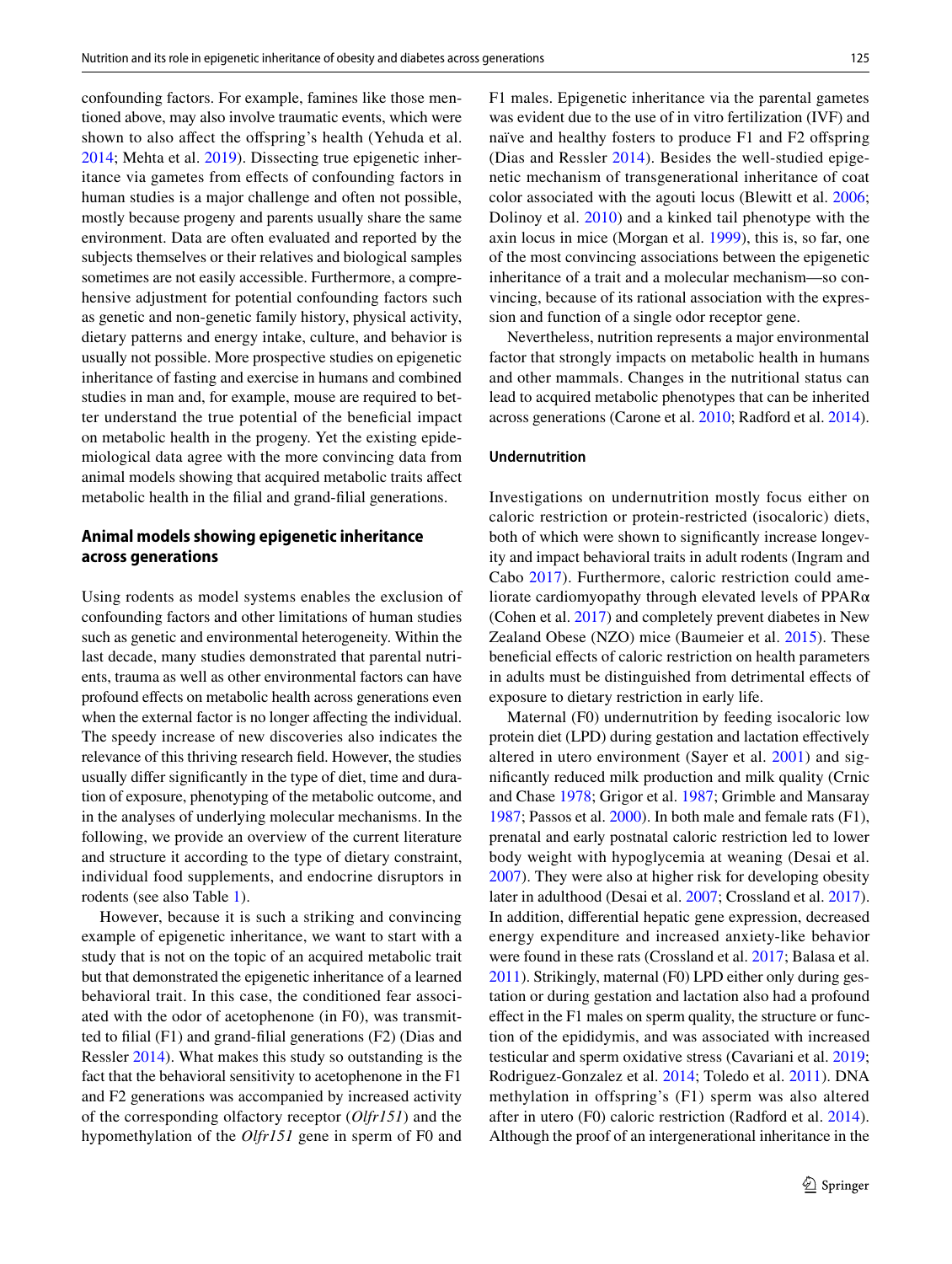confounding factors. For example, famines like those mentioned above, may also involve traumatic events, which were shown to also affect the offspring's health (Yehuda et al. 2014; Mehta et al. 2019). Dissecting true epigenetic inheritance via gametes from effects of confounding factors in human studies is a major challenge and often not possible, mostly because progeny and parents usually share the same environment. Data are often evaluated and reported by the subjects themselves or their relatives and biological samples sometimes are not easily accessible. Furthermore, a comprehensive adjustment for potential confounding factors such as genetic and non-genetic family history, physical activity, dietary patterns and energy intake, culture, and behavior is usually not possible. More prospective studies on epigenetic inheritance of fasting and exercise in humans and combined studies in man and, for example, mouse are required to better understand the true potential of the beneficial impact on metabolic health in the progeny. Yet the existing epidemiological data agree with the more convincing data from animal models showing that acquired metabolic traits affect metabolic health in the filial and grand-filial generations.

## Animal models showing epigenetic inheritance across generations

Using rodents as model systems enables the exclusion of confounding factors and other limitations of human studies such as genetic and environmental heterogeneity. Within the last decade, many studies demonstrated that parental nutrients, trauma as well as other environmental factors can have profound effects on metabolic health across generations even when the external factor is no longer affecting the individual. The speedy increase of new discoveries also indicates the relevance of this thriving research field. However, the studies usually differ significantly in the type of diet, time and duration of exposure, phenotyping of the metabolic outcome, and in the analyses of underlying molecular mechanisms. In the following, we provide an overview of the current literature and structure it according to the type of dietary constraint, individual food supplements, and endocrine disruptors in rodents (see also Table 1).

However, because it is such a striking and convincing example of epigenetic inheritance, we want to start with a study that is not on the topic of an acquired metabolic trait but that demonstrated the epigenetic inheritance of a learned behavioral trait. In this case, the conditioned fear associated with the odor of acetophenone (in F0), was transmitted to filial (F1) and grand-filial generations (F2) (Dias and Ressler 2014). What makes this study so outstanding is the fact that the behavioral sensitivity to acetophenone in the F1 and F2 generations was accompanied by increased activity of the corresponding olfactory receptor (*Olfr151*) and the hypomethylation of the *Olfr151* gene in sperm of F0 and F1 males. Epigenetic inheritance via the parental gametes was evident due to the use of in vitro fertilization (IVF) and naïve and healthy fosters to produce F1 and F2 offspring (Dias and Ressler 2014). Besides the well-studied epigenetic mechanism of transgenerational inheritance of coat color associated with the agouti locus (Blewitt et al. 2006; Dolinoy et al. 2010) and a kinked tail phenotype with the axin locus in mice (Morgan et al. 1999), this is, so far, one of the most convincing associations between the epigenetic inheritance of a trait and a molecular mechanism—so convincing, because of its rational association with the expression and function of a single odor receptor gene.

Nevertheless, nutrition represents a major environmental factor that strongly impacts on metabolic health in humans and other mammals. Changes in the nutritional status can lead to acquired metabolic phenotypes that can be inherited across generations (Carone et al. 2010; Radford et al. 2014).

### Undernutrition

Investigations on undernutrition mostly focus either on caloric restriction or protein-restricted (isocaloric) diets, both of which were shown to significantly increase longevity and impact behavioral traits in adult rodents (Ingram and Cabo 2017). Furthermore, caloric restriction could ameliorate cardiomyopathy through elevated levels of PPARα (Cohen et al. 2017) and completely prevent diabetes in New Zealand Obese (NZO) mice (Baumeier et al. 2015). These beneficial effects of caloric restriction on health parameters in adults must be distinguished from detrimental effects of exposure to dietary restriction in early life.

Maternal (F0) undernutrition by feeding isocaloric low protein diet (LPD) during gestation and lactation effectively altered in utero environment (Sayer et al. 2001) and significantly reduced milk production and milk quality (Crnic and Chase 1978; Grigor et al. 1987; Grimble and Mansaray 1987; Passos et al. 2000). In both male and female rats (F1), prenatal and early postnatal caloric restriction led to lower body weight with hypoglycemia at weaning (Desai et al. 2007). They were also at higher risk for developing obesity later in adulthood (Desai et al. 2007; Crossland et al. 2017). In addition, differential hepatic gene expression, decreased energy expenditure and increased anxiety-like behavior were found in these rats (Crossland et al. 2017; Balasa et al. 2011). Strikingly, maternal (F0) LPD either only during gestation or during gestation and lactation also had a profound effect in the F1 males on sperm quality, the structure or function of the epididymis, and was associated with increased testicular and sperm oxidative stress (Cavariani et al. 2019; Rodriguez-Gonzalez et al. 2014; Toledo et al. 2011). DNA methylation in offspring's (F1) sperm was also altered after in utero (F0) caloric restriction (Radford et al. 2014). Although the proof of an intergenerational inheritance in the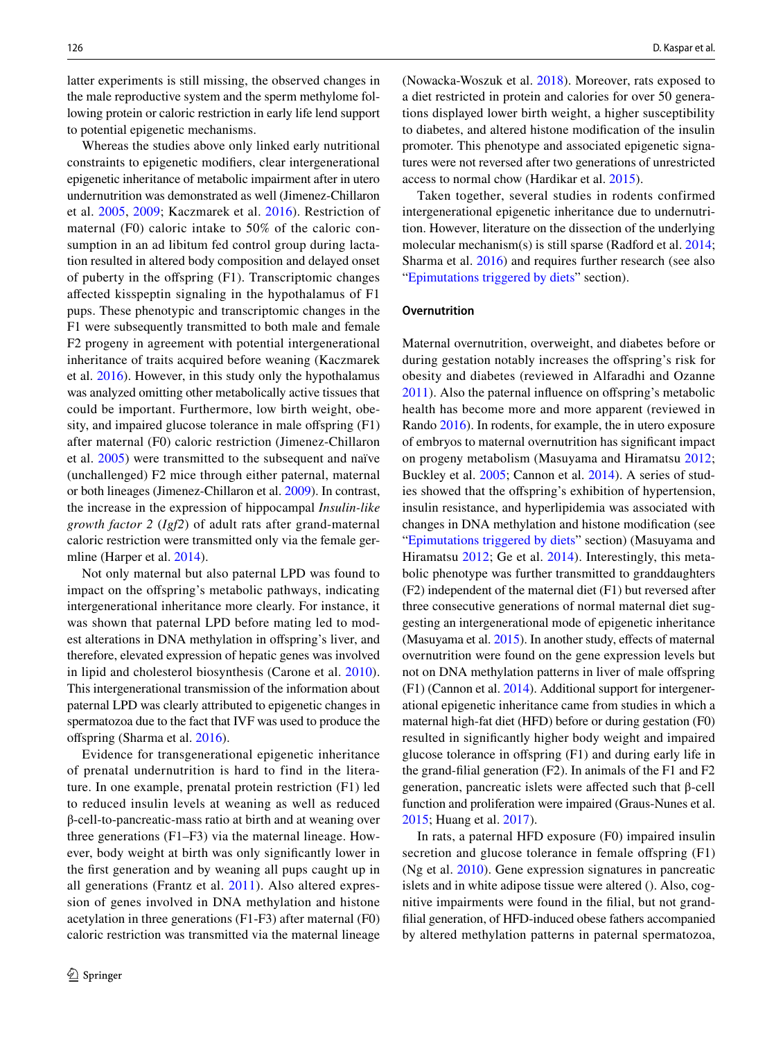latter experiments is still missing, the observed changes in the male reproductive system and the sperm methylome following protein or caloric restriction in early life lend support to potential epigenetic mechanisms.

Whereas the studies above only linked early nutritional constraints to epigenetic modifiers, clear intergenerational epigenetic inheritance of metabolic impairment after in utero undernutrition was demonstrated as well (Jimenez-Chillaron et al. 2005, 2009; Kaczmarek et al. 2016). Restriction of maternal (F0) caloric intake to 50% of the caloric consumption in an ad libitum fed control group during lactation resulted in altered body composition and delayed onset of puberty in the offspring (F1). Transcriptomic changes affected kisspeptin signaling in the hypothalamus of F1 pups. These phenotypic and transcriptomic changes in the F1 were subsequently transmitted to both male and female F2 progeny in agreement with potential intergenerational inheritance of traits acquired before weaning (Kaczmarek et al. 2016). However, in this study only the hypothalamus was analyzed omitting other metabolically active tissues that could be important. Furthermore, low birth weight, obesity, and impaired glucose tolerance in male offspring (F1) after maternal (F0) caloric restriction (Jimenez-Chillaron et al. 2005) were transmitted to the subsequent and naïve (unchallenged) F2 mice through either paternal, maternal or both lineages (Jimenez-Chillaron et al. 2009). In contrast, the increase in the expression of hippocampal *Insulin-like growth factor 2* (*Igf2*) of adult rats after grand-maternal caloric restriction were transmitted only via the female germline (Harper et al. 2014).

Not only maternal but also paternal LPD was found to impact on the offspring's metabolic pathways, indicating intergenerational inheritance more clearly. For instance, it was shown that paternal LPD before mating led to modest alterations in DNA methylation in offspring's liver, and therefore, elevated expression of hepatic genes was involved in lipid and cholesterol biosynthesis (Carone et al. 2010). This intergenerational transmission of the information about paternal LPD was clearly attributed to epigenetic changes in spermatozoa due to the fact that IVF was used to produce the offspring (Sharma et al. 2016).

Evidence for transgenerational epigenetic inheritance of prenatal undernutrition is hard to find in the literature. In one example, prenatal protein restriction (F1) led to reduced insulin levels at weaning as well as reduced β-cell-to-pancreatic-mass ratio at birth and at weaning over three generations (F1–F3) via the maternal lineage. However, body weight at birth was only significantly lower in the first generation and by weaning all pups caught up in all generations (Frantz et al. 2011). Also altered expression of genes involved in DNA methylation and histone acetylation in three generations (F1-F3) after maternal (F0) caloric restriction was transmitted via the maternal lineage (Nowacka-Woszuk et al. 2018). Moreover, rats exposed to a diet restricted in protein and calories for over 50 generations displayed lower birth weight, a higher susceptibility to diabetes, and altered histone modification of the insulin promoter. This phenotype and associated epigenetic signatures were not reversed after two generations of unrestricted access to normal chow (Hardikar et al. 2015).

Taken together, several studies in rodents confirmed intergenerational epigenetic inheritance due to undernutrition. However, literature on the dissection of the underlying molecular mechanism(s) is still sparse (Radford et al. 2014; Sharma et al. 2016) and requires further research (see also "Epimutations triggered by diets" section).

#### Overnutrition

Maternal overnutrition, overweight, and diabetes before or during gestation notably increases the offspring's risk for obesity and diabetes (reviewed in Alfaradhi and Ozanne 2011). Also the paternal influence on offspring's metabolic health has become more and more apparent (reviewed in Rando 2016). In rodents, for example, the in utero exposure of embryos to maternal overnutrition has significant impact on progeny metabolism (Masuyama and Hiramatsu 2012; Buckley et al. 2005; Cannon et al. 2014). A series of studies showed that the offspring's exhibition of hypertension, insulin resistance, and hyperlipidemia was associated with changes in DNA methylation and histone modification (see "Epimutations triggered by diets" section) (Masuyama and Hiramatsu 2012; Ge et al. 2014). Interestingly, this metabolic phenotype was further transmitted to granddaughters (F2) independent of the maternal diet (F1) but reversed after three consecutive generations of normal maternal diet suggesting an intergenerational mode of epigenetic inheritance (Masuyama et al. 2015). In another study, effects of maternal overnutrition were found on the gene expression levels but not on DNA methylation patterns in liver of male offspring (F1) (Cannon et al. 2014). Additional support for intergenerational epigenetic inheritance came from studies in which a maternal high-fat diet (HFD) before or during gestation (F0) resulted in significantly higher body weight and impaired glucose tolerance in offspring (F1) and during early life in the grand-filial generation (F2). In animals of the F1 and F2 generation, pancreatic islets were affected such that β-cell function and proliferation were impaired (Graus-Nunes et al. 2015; Huang et al. 2017).

In rats, a paternal HFD exposure (F0) impaired insulin secretion and glucose tolerance in female offspring (F1) (Ng et al. 2010). Gene expression signatures in pancreatic islets and in white adipose tissue were altered (). Also, cognitive impairments were found in the filial, but not grand-filial generation, of HFD-induced obese fathers accompanied by altered methylation patterns in paternal spermatozoa,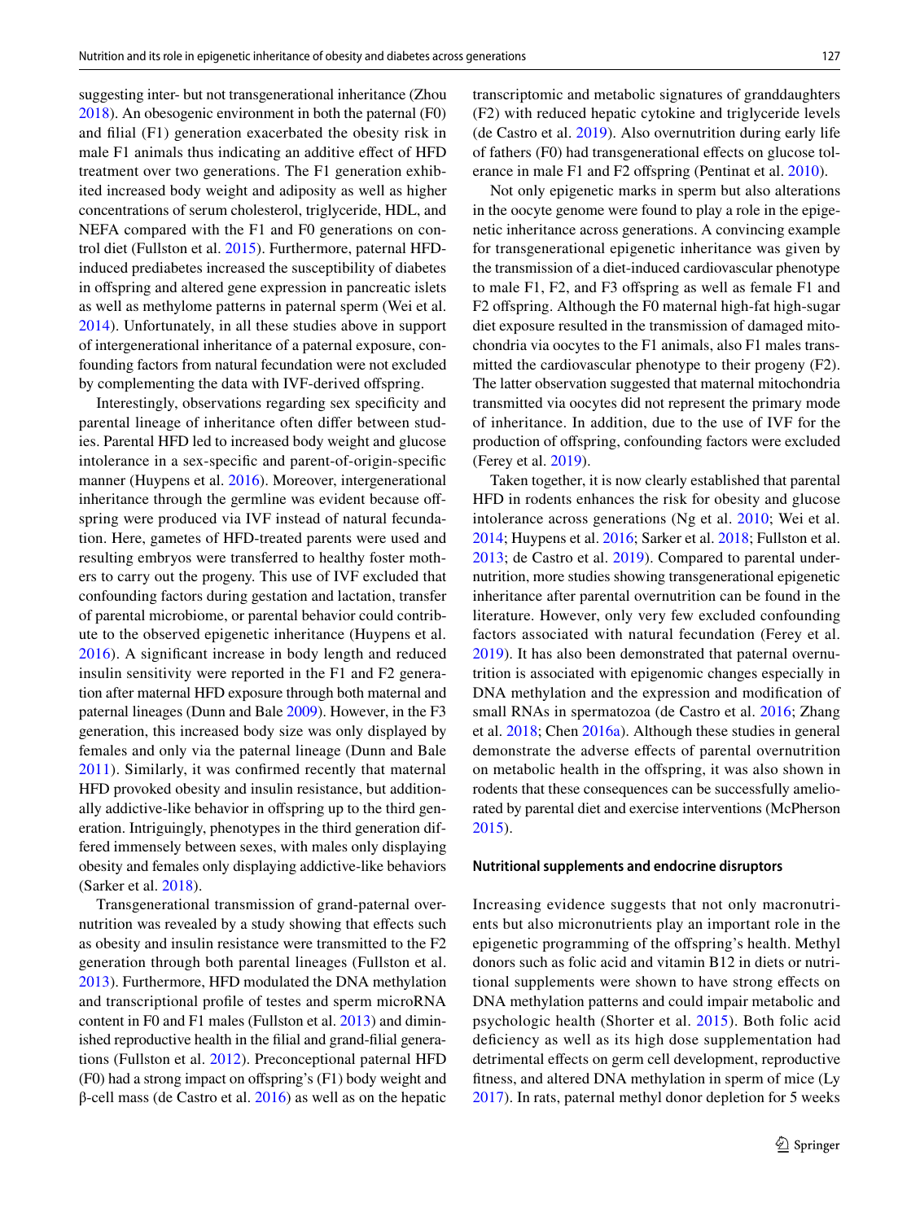suggesting inter- but not transgenerational inheritance (Zhou 2018). An obesogenic environment in both the paternal (F0) and filial (F1) generation exacerbated the obesity risk in male F1 animals thus indicating an additive effect of HFD treatment over two generations. The F1 generation exhibited increased body weight and adiposity as well as higher concentrations of serum cholesterol, triglyceride, HDL, and NEFA compared with the F1 and F0 generations on control diet (Fullston et al. 2015). Furthermore, paternal HFD-induced prediabetes increased the susceptibility of diabetes in offspring and altered gene expression in pancreatic islets as well as methylome patterns in paternal sperm (Wei et al. 2014). Unfortunately, in all these studies above in support of intergenerational inheritance of a paternal exposure, confounding factors from natural fecundation were not excluded by complementing the data with IVF-derived offspring.

Interestingly, observations regarding sex specificity and parental lineage of inheritance often differ between studies. Parental HFD led to increased body weight and glucose intolerance in a sex-specific and parent-of-origin-specific manner (Huypens et al. 2016). Moreover, intergenerational inheritance through the germline was evident because offspring were produced via IVF instead of natural fecundation. Here, gametes of HFD-treated parents were used and resulting embryos were transferred to healthy foster mothers to carry out the progeny. This use of IVF excluded that confounding factors during gestation and lactation, transfer of parental microbiome, or parental behavior could contribute to the observed epigenetic inheritance (Huypens et al. 2016). A significant increase in body length and reduced insulin sensitivity were reported in the F1 and F2 generation after maternal HFD exposure through both maternal and paternal lineages (Dunn and Bale 2009). However, in the F3 generation, this increased body size was only displayed by females and only via the paternal lineage (Dunn and Bale 2011). Similarly, it was confirmed recently that maternal HFD provoked obesity and insulin resistance, but additionally addictive-like behavior in offspring up to the third generation. Intriguingly, phenotypes in the third generation differed immensely between sexes, with males only displaying obesity and females only displaying addictive-like behaviors (Sarker et al. 2018).

Transgenerational transmission of grand-paternal overnutrition was revealed by a study showing that effects such as obesity and insulin resistance were transmitted to the F2 generation through both parental lineages (Fullston et al. 2013). Furthermore, HFD modulated the DNA methylation and transcriptional profile of testes and sperm microRNA content in F0 and F1 males (Fullston et al. 2013) and diminished reproductive health in the filial and grand-filial generations (Fullston et al. 2012). Preconceptional paternal HFD (F0) had a strong impact on offspring's (F1) body weight and β-cell mass (de Castro et al. 2016) as well as on the hepatic transcriptomic and metabolic signatures of granddaughters (F2) with reduced hepatic cytokine and triglyceride levels (de Castro et al. 2019). Also overnutrition during early life of fathers (F0) had transgenerational effects on glucose tolerance in male F1 and F2 offspring (Pentinat et al. 2010).

Not only epigenetic marks in sperm but also alterations in the oocyte genome were found to play a role in the epigenetic inheritance across generations. A convincing example for transgenerational epigenetic inheritance was given by the transmission of a diet-induced cardiovascular phenotype to male F1, F2, and F3 offspring as well as female F1 and F2 offspring. Although the F0 maternal high-fat high-sugar diet exposure resulted in the transmission of damaged mitochondria via oocytes to the F1 animals, also F1 males transmitted the cardiovascular phenotype to their progeny (F2). The latter observation suggested that maternal mitochondria transmitted via oocytes did not represent the primary mode of inheritance. In addition, due to the use of IVF for the production of offspring, confounding factors were excluded (Ferey et al. 2019).

Taken together, it is now clearly established that parental HFD in rodents enhances the risk for obesity and glucose intolerance across generations (Ng et al. 2010; Wei et al. 2014; Huypens et al. 2016; Sarker et al. 2018; Fullston et al. 2013; de Castro et al. 2019). Compared to parental undernutrition, more studies showing transgenerational epigenetic inheritance after parental overnutrition can be found in the literature. However, only very few excluded confounding factors associated with natural fecundation (Ferey et al. 2019). It has also been demonstrated that paternal overnutrition is associated with epigenomic changes especially in DNA methylation and the expression and modification of small RNAs in spermatozoa (de Castro et al. 2016; Zhang et al. 2018; Chen 2016a). Although these studies in general demonstrate the adverse effects of parental overnutrition on metabolic health in the offspring, it was also shown in rodents that these consequences can be successfully ameliorated by parental diet and exercise interventions (McPherson 2015).

#### Nutritional supplements and endocrine disruptors

Increasing evidence suggests that not only macronutrients but also micronutrients play an important role in the epigenetic programming of the offspring's health. Methyl donors such as folic acid and vitamin B12 in diets or nutritional supplements were shown to have strong effects on DNA methylation patterns and could impair metabolic and psychologic health (Shorter et al. 2015). Both folic acid deficiency as well as its high dose supplementation had detrimental effects on germ cell development, reproductive fitness, and altered DNA methylation in sperm of mice (Ly 2017). In rats, paternal methyl donor depletion for 5 weeks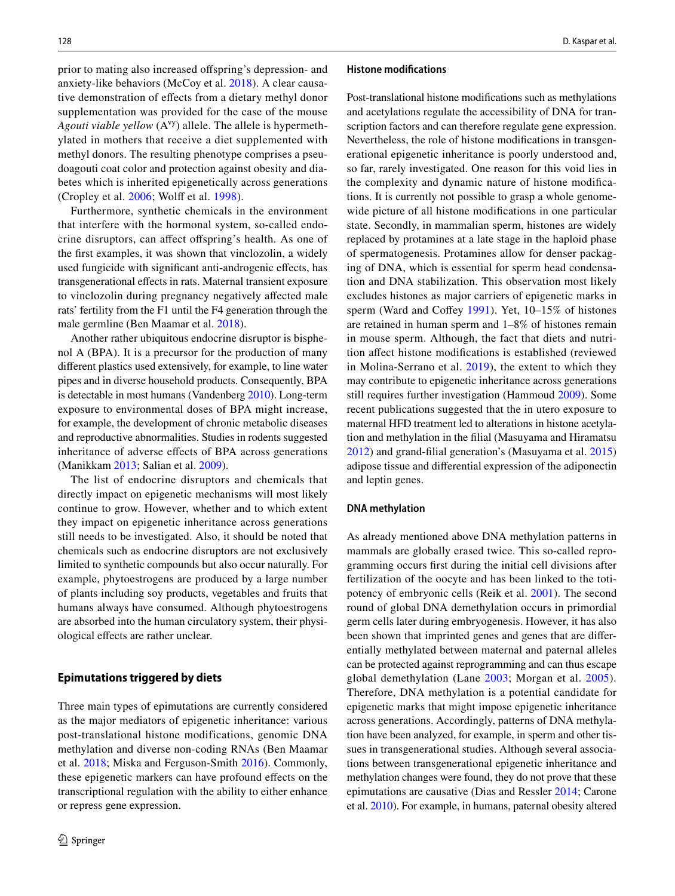prior to mating also increased offspring's depression- and anxiety-like behaviors (McCoy et al. 2018). A clear causative demonstration of effects from a dietary methyl donor supplementation was provided for the case of the mouse *Agouti viable yellow* ($A^{vy}$) allele. The allele is hypermethylated in mothers that receive a diet supplemented with methyl donors. The resulting phenotype comprises a pseudoagouti coat color and protection against obesity and diabetes which is inherited epigenetically across generations (Cropley et al. 2006; Wolff et al. 1998).

Furthermore, synthetic chemicals in the environment that interfere with the hormonal system, so-called endocrine disruptors, can affect offspring's health. As one of the first examples, it was shown that vinclozolin, a widely used fungicide with significant anti-androgenic effects, has transgenerational effects in rats. Maternal transient exposure to vinclozolin during pregnancy negatively affected male rats' fertility from the F1 until the F4 generation through the male germline (Ben Maamar et al. 2018).

Another rather ubiquitous endocrine disruptor is bisphenol A (BPA). It is a precursor for the production of many different plastics used extensively, for example, to line water pipes and in diverse household products. Consequently, BPA is detectable in most humans (Vandenberg 2010). Long-term exposure to environmental doses of BPA might increase, for example, the development of chronic metabolic diseases and reproductive abnormalities. Studies in rodents suggested inheritance of adverse effects of BPA across generations (Manikkam 2013; Salian et al. 2009).

The list of endocrine disruptors and chemicals that directly impact on epigenetic mechanisms will most likely continue to grow. However, whether and to which extent they impact on epigenetic inheritance across generations still needs to be investigated. Also, it should be noted that chemicals such as endocrine disruptors are not exclusively limited to synthetic compounds but also occur naturally. For example, phytoestrogens are produced by a large number of plants including soy products, vegetables and fruits that humans always have consumed. Although phytoestrogens are absorbed into the human circulatory system, their physiological effects are rather unclear.

## Epimutations triggered by diets

Three main types of epimutations are currently considered as the major mediators of epigenetic inheritance: various post-translational histone modifications, genomic DNA methylation and diverse non-coding RNAs (Ben Maamar et al. 2018; Miska and Ferguson-Smith 2016). Commonly, these epigenetic markers can have profound effects on the transcriptional regulation with the ability to either enhance or repress gene expression.

### Histone modifications

Post-translational histone modifications such as methylations and acetylations regulate the accessibility of DNA for transcription factors and can therefore regulate gene expression. Nevertheless, the role of histone modifications in transgenerational epigenetic inheritance is poorly understood and, so far, rarely investigated. One reason for this void lies in the complexity and dynamic nature of histone modifications. It is currently not possible to grasp a whole genome-wide picture of all histone modifications in one particular state. Secondly, in mammalian sperm, histones are widely replaced by protamines at a late stage in the haploid phase of spermatogenesis. Protamines allow for denser packaging of DNA, which is essential for sperm head condensation and DNA stabilization. This observation most likely excludes histones as major carriers of epigenetic marks in sperm (Ward and Coffey 1991). Yet, 10–15% of histones are retained in human sperm and 1–8% of histones remain in mouse sperm. Although, the fact that diets and nutrition affect histone modifications is established (reviewed in Molina-Serrano et al. 2019), the extent to which they may contribute to epigenetic inheritance across generations still requires further investigation (Hammoud 2009). Some recent publications suggested that the in utero exposure to maternal HFD treatment led to alterations in histone acetylation and methylation in the filial (Masuyama and Hiramatsu 2012) and grand-filial generation's (Masuyama et al. 2015) adipose tissue and differential expression of the adiponectin and leptin genes.

### DNA methylation

As already mentioned above DNA methylation patterns in mammals are globally erased twice. This so-called reprogramming occurs first during the initial cell divisions after fertilization of the oocyte and has been linked to the totipotency of embryonic cells (Reik et al. 2001). The second round of global DNA demethylation occurs in primordial germ cells later during embryogenesis. However, it has also been shown that imprinted genes and genes that are differentially methylated between maternal and paternal alleles can be protected against reprogramming and can thus escape global demethylation (Lane 2003; Morgan et al. 2005). Therefore, DNA methylation is a potential candidate for epigenetic marks that might impose epigenetic inheritance across generations. Accordingly, patterns of DNA methylation have been analyzed, for example, in sperm and other tissues in transgenerational studies. Although several associations between transgenerational epigenetic inheritance and methylation changes were found, they do not prove that these epimutations are causative (Dias and Ressler 2014; Carone et al. 2010). For example, in humans, paternal obesity altered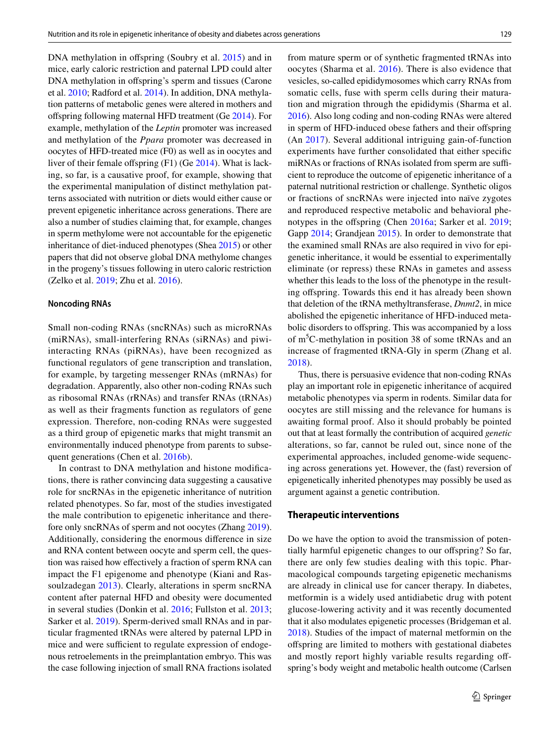DNA methylation in offspring (Soubry et al. 2015) and in mice, early caloric restriction and paternal LPD could alter DNA methylation in offspring's sperm and tissues (Carone et al. 2010; Radford et al. 2014). In addition, DNA methylation patterns of metabolic genes were altered in mothers and offspring following maternal HFD treatment (Ge 2014). For example, methylation of the *Leptin* promoter was increased and methylation of the *Ppara* promoter was decreased in oocytes of HFD-treated mice (F0) as well as in oocytes and liver of their female offspring (F1) (Ge 2014). What is lacking, so far, is a causative proof, for example, showing that the experimental manipulation of distinct methylation patterns associated with nutrition or diets would either cause or prevent epigenetic inheritance across generations. There are also a number of studies claiming that, for example, changes in sperm methylome were not accountable for the epigenetic inheritance of diet-induced phenotypes (Shea 2015) or other papers that did not observe global DNA methylome changes in the progeny's tissues following in utero caloric restriction (Zelko et al. 2019; Zhu et al. 2016).

#### Noncoding RNAs

Small non-coding RNAs (sncRNAs) such as microRNAs (miRNAs), small-interfering RNAs (siRNAs) and piwi-interacting RNAs (piRNAs), have been recognized as functional regulators of gene transcription and translation, for example, by targeting messenger RNAs (mRNAs) for degradation. Apparently, also other non-coding RNAs such as ribosomal RNAs (rRNAs) and transfer RNAs (tRNAs) as well as their fragments function as regulators of gene expression. Therefore, non-coding RNAs were suggested as a third group of epigenetic marks that might transmit an environmentally induced phenotype from parents to subsequent generations (Chen et al. 2016b).

In contrast to DNA methylation and histone modifications, there is rather convincing data suggesting a causative role for sncRNAs in the epigenetic inheritance of nutrition related phenotypes. So far, most of the studies investigated the male contribution to epigenetic inheritance and therefore only sncRNAs of sperm and not oocytes (Zhang 2019). Additionally, considering the enormous difference in size and RNA content between oocyte and sperm cell, the question was raised how effectively a fraction of sperm RNA can impact the F1 epigenome and phenotype (Kiani and Rassoulzadegan 2013). Clearly, alterations in sperm sncRNA content after paternal HFD and obesity were documented in several studies (Donkin et al. 2016; Fullston et al. 2013; Sarker et al. 2019). Sperm-derived small RNAs and in particular fragmented tRNAs were altered by paternal LPD in mice and were sufficient to regulate expression of endogenous retroelements in the preimplantation embryo. This was the case following injection of small RNA fractions isolated from mature sperm or of synthetic fragmented tRNAs into oocytes (Sharma et al. 2016). There is also evidence that vesicles, so-called epididymosomes which carry RNAs from somatic cells, fuse with sperm cells during their maturation and migration through the epididymis (Sharma et al. 2016). Also long coding and non-coding RNAs were altered in sperm of HFD-induced obese fathers and their offspring (An 2017). Several additional intriguing gain-of-function experiments have further consolidated that either specific miRNAs or fractions of RNAs isolated from sperm are sufficient to reproduce the outcome of epigenetic inheritance of a paternal nutritional restriction or challenge. Synthetic oligos or fractions of sncRNAs were injected into naïve zygotes and reproduced respective metabolic and behavioral phenotypes in the offspring (Chen 2016a; Sarker et al. 2019; Gapp 2014; Grandjean 2015). In order to demonstrate that the examined small RNAs are also required in vivo for epigenetic inheritance, it would be essential to experimentally eliminate (or repress) these RNAs in gametes and assess whether this leads to the loss of the phenotype in the resulting offspring. Towards this end it has already been shown that deletion of the tRNA methyltransferase, *Dnmt2*, in mice abolished the epigenetic inheritance of HFD-induced metabolic disorders to offspring. This was accompanied by a loss of $m^5C$-methylation in position 38 of some tRNAs and an increase of fragmented tRNA-Gly in sperm (Zhang et al. 2018).

Thus, there is persuasive evidence that non-coding RNAs play an important role in epigenetic inheritance of acquired metabolic phenotypes via sperm in rodents. Similar data for oocytes are still missing and the relevance for humans is awaiting formal proof. Also it should probably be pointed out that at least formally the contribution of acquired *genetic* alterations, so far, cannot be ruled out, since none of the experimental approaches, included genome-wide sequencing across generations yet. However, the (fast) reversion of epigenetically inherited phenotypes may possibly be used as argument against a genetic contribution.

### Therapeutic interventions

Do we have the option to avoid the transmission of potentially harmful epigenetic changes to our offspring? So far, there are only few studies dealing with this topic. Pharmacological compounds targeting epigenetic mechanisms are already in clinical use for cancer therapy. In diabetes, metformin is a widely used antidiabetic drug with potent glucose-lowering activity and it was recently documented that it also modulates epigenetic processes (Bridgeman et al. 2018). Studies of the impact of maternal metformin on the offspring are limited to mothers with gestational diabetes and mostly report highly variable results regarding offspring's body weight and metabolic health outcome (Carlsen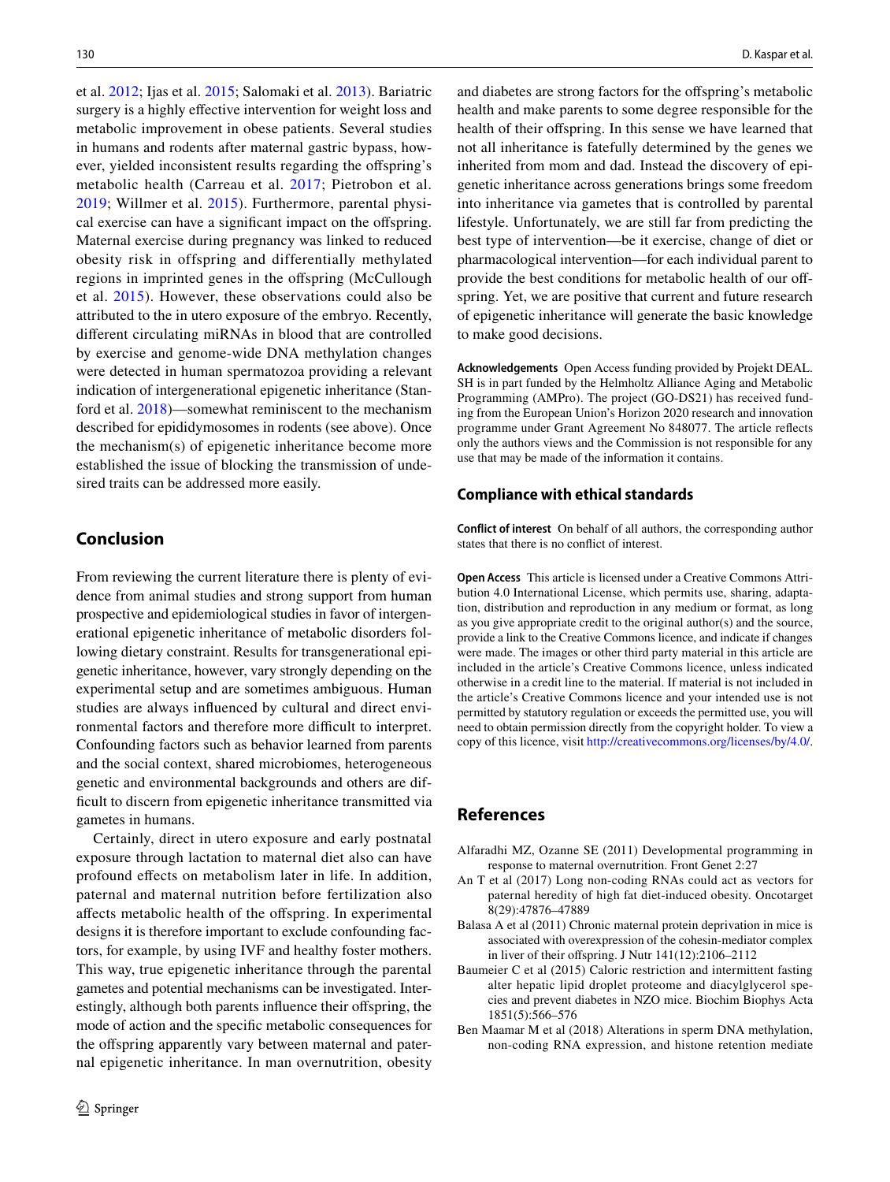et al. 2012; Ijas et al. 2015; Salomaki et al. 2013). Bariatric surgery is a highly effective intervention for weight loss and metabolic improvement in obese patients. Several studies in humans and rodents after maternal gastric bypass, however, yielded inconsistent results regarding the offspring's metabolic health (Carreau et al. 2017; Pietrobon et al. 2019; Willmer et al. 2015). Furthermore, parental physical exercise can have a significant impact on the offspring. Maternal exercise during pregnancy was linked to reduced obesity risk in offspring and differentially methylated regions in imprinted genes in the offspring (McCullough et al. 2015). However, these observations could also be attributed to the in utero exposure of the embryo. Recently, different circulating miRNAs in blood that are controlled by exercise and genome-wide DNA methylation changes were detected in human spermatozoa providing a relevant indication of intergenerational epigenetic inheritance (Stanford et al. 2018)—somewhat reminiscent to the mechanism described for epididymosomes in rodents (see above). Once the mechanism(s) of epigenetic inheritance become more established the issue of blocking the transmission of undesired traits can be addressed more easily.

## Conclusion

From reviewing the current literature there is plenty of evidence from animal studies and strong support from human prospective and epidemiological studies in favor of intergenerational epigenetic inheritance of metabolic disorders following dietary constraint. Results for transgenerational epigenetic inheritance, however, vary strongly depending on the experimental setup and are sometimes ambiguous. Human studies are always influenced by cultural and direct environmental factors and therefore more difficult to interpret. Confounding factors such as behavior learned from parents and the social context, shared microbiomes, heterogeneous genetic and environmental backgrounds and others are difficult to discern from epigenetic inheritance transmitted via gametes in humans.

Certainly, direct in utero exposure and early postnatal exposure through lactation to maternal diet also can have profound effects on metabolism later in life. In addition, paternal and maternal nutrition before fertilization also affects metabolic health of the offspring. In experimental designs it is therefore important to exclude confounding factors, for example, by using IVF and healthy foster mothers. This way, true epigenetic inheritance through the parental gametes and potential mechanisms can be investigated. Interestingly, although both parents influence their offspring, the mode of action and the specific metabolic consequences for the offspring apparently vary between maternal and paternal epigenetic inheritance. In man overnutrition, obesity and diabetes are strong factors for the offspring's metabolic health and make parents to some degree responsible for the health of their offspring. In this sense we have learned that not all inheritance is fatefully determined by the genes we inherited from mom and dad. Instead the discovery of epigenetic inheritance across generations brings some freedom into inheritance via gametes that is controlled by parental lifestyle. Unfortunately, we are still far from predicting the best type of intervention—be it exercise, change of diet or pharmacological intervention—for each individual parent to provide the best conditions for metabolic health of our offspring. Yet, we are positive that current and future research of epigenetic inheritance will generate the basic knowledge to make good decisions.

**Acknowledgements** Open Access funding provided by Projekt DEAL. SH is in part funded by the Helmholtz Alliance Aging and Metabolic Programming (AMPro). The project (GO-DS21) has received funding from the European Union's Horizon 2020 research and innovation programme under Grant Agreement No 848077. The article reflects only the authors views and the Commission is not responsible for any use that may be made of the information it contains.

### Compliance with ethical standards

**Conflict of interest** On behalf of all authors, the corresponding author states that there is no conflict of interest.

**Open Access** This article is licensed under a Creative Commons Attribution 4.0 International License, which permits use, sharing, adaptation, distribution and reproduction in any medium or format, as long as you give appropriate credit to the original author(s) and the source, provide a link to the Creative Commons licence, and indicate if changes were made. The images or other third party material in this article are included in the article's Creative Commons licence, unless indicated otherwise in a credit line to the material. If material is not included in the article's Creative Commons licence and your intended use is not permitted by statutory regulation or exceeds the permitted use, you will need to obtain permission directly from the copyright holder. To view a copy of this licence, visit http://creativecommons.org/licenses/by/4.0/.

## References

Alfaradhi MZ, Ozanne SE (2011) Developmental programming in response to maternal overnutrition. Front Genet 2:27

An T et al (2017) Long non-coding RNAs could act as vectors for paternal heredity of high fat diet-induced obesity. Oncotarget 8(29):47876–47889

Balasa A et al (2011) Chronic maternal protein deprivation in mice is associated with overexpression of the cohesin-mediator complex in liver of their offspring. J Nutr 141(12):2106–2112

Baumeier C et al (2015) Caloric restriction and intermittent fasting alter hepatic lipid droplet proteome and diacylglycerol species and prevent diabetes in NZO mice. Biochim Biophys Acta 1851(5):566–576

Ben Maamar M et al (2018) Alterations in sperm DNA methylation, non-coding RNA expression, and histone retention mediate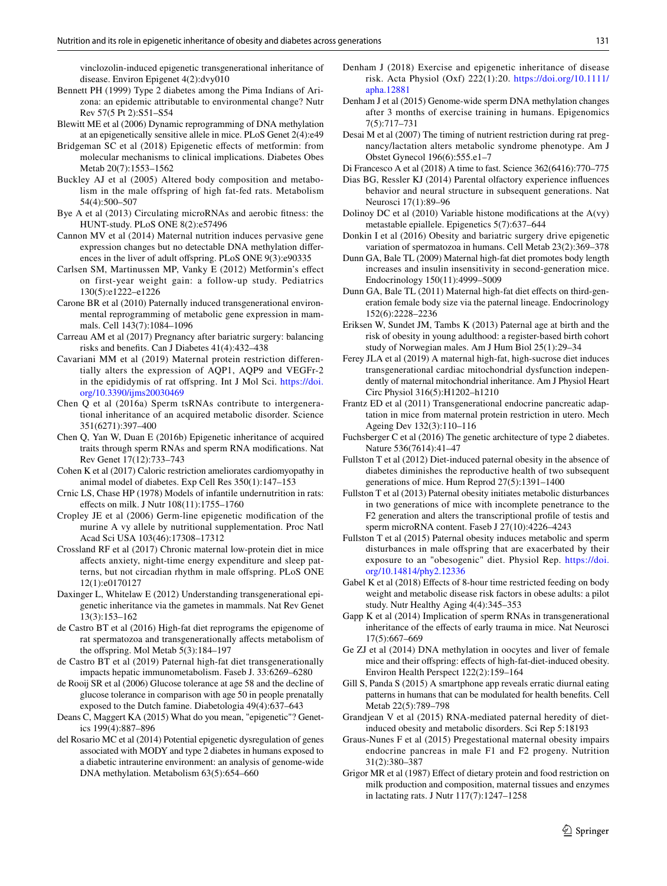vinclozolin-induced epigenetic transgenerational inheritance of disease. Environ Epigenet 4(2):dvy010

Bennett PH (1999) Type 2 diabetes among the Pima Indians of Arizona: an epidemic attributable to environmental change? Nutr Rev 57(5 Pt 2):S51–S54

Blewitt ME et al (2006) Dynamic reprogramming of DNA methylation at an epigenetically sensitive allele in mice. PLoS Genet 2(4):e49

Bridgeman SC et al (2018) Epigenetic effects of metformin: from molecular mechanisms to clinical implications. Diabetes Obes Metab 20(7):1553–1562

Buckley AJ et al (2005) Altered body composition and metabolism in the male offspring of high fat-fed rats. Metabolism 54(4):500–507

Bye A et al (2013) Circulating microRNAs and aerobic fitness: the HUNT-study. PLoS ONE 8(2):e57496

Cannon MV et al (2014) Maternal nutrition induces pervasive gene expression changes but no detectable DNA methylation differences in the liver of adult offspring. PLoS ONE 9(3):e90335

Carlsen SM, Martinussen MP, Vanky E (2012) Metformin's effect on first-year weight gain: a follow-up study. Pediatrics 130(5):e1222–e1226

Carone BR et al (2010) Paternally induced transgenerational environmental reprogramming of metabolic gene expression in mammals. Cell 143(7):1084–1096

Carreau AM et al (2017) Pregnancy after bariatric surgery: balancing risks and benefits. Can J Diabetes 41(4):432–438

Cavariani MM et al (2019) Maternal protein restriction differentially alters the expression of AQP1, AQP9 and VEGFr-2 in the epididymis of rat offspring. Int J Mol Sci. https://doi.org/10.3390/ijms20030469

Chen Q et al (2016a) Sperm tsRNAs contribute to intergenerational inheritance of an acquired metabolic disorder. Science 351(6271):397–400

Chen Q, Yan W, Duan E (2016b) Epigenetic inheritance of acquired traits through sperm RNAs and sperm RNA modifications. Nat Rev Genet 17(12):733–743

Cohen K et al (2017) Caloric restriction ameliorates cardiomyopathy in animal model of diabetes. Exp Cell Res 350(1):147–153

Crnic LS, Chase HP (1978) Models of infantile undernutrition in rats: effects on milk. J Nutr 108(11):1755–1760

Cropley JE et al (2006) Germ-line epigenetic modification of the murine A vy allele by nutritional supplementation. Proc Natl Acad Sci USA 103(46):17308–17312

Crossland RF et al (2017) Chronic maternal low-protein diet in mice affects anxiety, night-time energy expenditure and sleep patterns, but not circadian rhythm in male offspring. PLoS ONE 12(1):e0170127

Daxinger L, Whitelaw E (2012) Understanding transgenerational epigenetic inheritance via the gametes in mammals. Nat Rev Genet 13(3):153–162

de Castro BT et al (2016) High-fat diet reprograms the epigenome of rat spermatozoa and transgenerationally affects metabolism of the offspring. Mol Metab 5(3):184–197

de Castro BT et al (2019) Paternal high-fat diet transgenerationally impacts hepatic immunometabolism. Faseb J. 33:6269–6280

de Rooij SR et al (2006) Glucose tolerance at age 58 and the decline of glucose tolerance in comparison with age 50 in people prenatally exposed to the Dutch famine. Diabetologia 49(4):637–643

Deans C, Maggert KA (2015) What do you mean, "epigenetic"? Genetics 199(4):887–896

del Rosario MC et al (2014) Potential epigenetic dysregulation of genes associated with MODY and type 2 diabetes in humans exposed to a diabetic intrauterine environment: an analysis of genome-wide DNA methylation. Metabolism 63(5):654–660

Denham J (2018) Exercise and epigenetic inheritance of disease risk. Acta Physiol (Oxf) 222(1):20. https://doi.org/10.1111/apha.12881

Denham J et al (2015) Genome-wide sperm DNA methylation changes after 3 months of exercise training in humans. Epigenomics 7(5):717–731

Desai M et al (2007) The timing of nutrient restriction during rat pregnancy/lactation alters metabolic syndrome phenotype. Am J Obstet Gynecol 196(6):555.e1–7

Di Francesco A et al (2018) A time to fast. Science 362(6416):770–775

Dias BG, Ressler KJ (2014) Parental olfactory experience influences behavior and neural structure in subsequent generations. Nat Neurosci 17(1):89–96

Dolinoy DC et al (2010) Variable histone modifications at the A(vy) metastable epiallele. Epigenetics 5(7):637–644

Donkin I et al (2016) Obesity and bariatric surgery drive epigenetic variation of spermatozoa in humans. Cell Metab 23(2):369–378

Dunn GA, Bale TL (2009) Maternal high-fat diet promotes body length increases and insulin insensitivity in second-generation mice. Endocrinology 150(11):4999–5009

Dunn GA, Bale TL (2011) Maternal high-fat diet effects on third-generation female body size via the paternal lineage. Endocrinology 152(6):2228–2236

Eriksen W, Sundet JM, Tambs K (2013) Paternal age at birth and the risk of obesity in young adulthood: a register-based birth cohort study of Norwegian males. Am J Hum Biol 25(1):29–34

Ferey JLA et al (2019) A maternal high-fat, high-sucrose diet induces transgenerational cardiac mitochondrial dysfunction independently of maternal mitochondrial inheritance. Am J Physiol Heart Circ Physiol 316(5):H1202–h1210

Frantz ED et al (2011) Transgenerational endocrine pancreatic adaptation in mice from maternal protein restriction in utero. Mech Ageing Dev 132(3):110–116

Fuchsberger C et al (2016) The genetic architecture of type 2 diabetes. Nature 536(7614):41–47

Fullston T et al (2012) Diet-induced paternal obesity in the absence of diabetes diminishes the reproductive health of two subsequent generations of mice. Hum Reprod 27(5):1391–1400

Fullston T et al (2013) Paternal obesity initiates metabolic disturbances in two generations of mice with incomplete penetrance to the F2 generation and alters the transcriptional profile of testis and sperm microRNA content. Faseb J 27(10):4226–4243

Fullston T et al (2015) Paternal obesity induces metabolic and sperm disturbances in male offspring that are exacerbated by their exposure to an "obesogenic" diet. Physiol Rep. https://doi.org/10.14814/phy2.12336

Gabel K et al (2018) Effects of 8-hour time restricted feeding on body weight and metabolic disease risk factors in obese adults: a pilot study. Nutr Healthy Aging 4(4):345–353

Gapp K et al (2014) Implication of sperm RNAs in transgenerational inheritance of the effects of early trauma in mice. Nat Neurosci 17(5):667–669

Ge ZJ et al (2014) DNA methylation in oocytes and liver of female mice and their offspring: effects of high-fat-diet-induced obesity. Environ Health Perspect 122(2):159–164

Gill S, Panda S (2015) A smartphone app reveals erratic diurnal eating patterns in humans that can be modulated for health benefits. Cell Metab 22(5):789–798

Grandjean V et al (2015) RNA-mediated paternal heredity of diet-induced obesity and metabolic disorders. Sci Rep 5:18193

Graus-Nunes F et al (2015) Pregestational maternal obesity impairs endocrine pancreas in male F1 and F2 progeny. Nutrition 31(2):380–387

Grigor MR et al (1987) Effect of dietary protein and food restriction on milk production and composition, maternal tissues and enzymes in lactating rats. J Nutr 117(7):1247–1258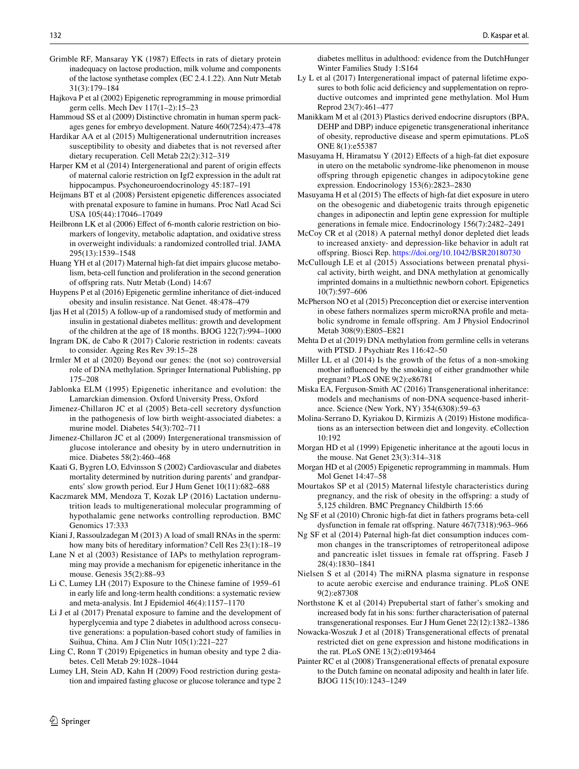Grimble RF, Mansaray YK (1987) Effects in rats of dietary protein inadequacy on lactose production, milk volume and components of the lactose synthetase complex (EC 2.4.1.22). Ann Nutr Metab 31(3):179–184

Hajkova P et al (2002) Epigenetic reprogramming in mouse primordial germ cells. Mech Dev 117(1–2):15–23

Hammoud SS et al (2009) Distinctive chromatin in human sperm packages genes for embryo development. Nature 460(7254):473–478

Hardikar AA et al (2015) Multigenerational undernutrition increases susceptibility to obesity and diabetes that is not reversed after dietary recuperation. Cell Metab 22(2):312–319

Harper KM et al (2014) Intergenerational and parent of origin effects of maternal calorie restriction on Igf2 expression in the adult rat hippocampus. Psychoneuroendocrinology 45:187–191

Heijmans BT et al (2008) Persistent epigenetic differences associated with prenatal exposure to famine in humans. Proc Natl Acad Sci USA 105(44):17046–17049

Heilbronn LK et al (2006) Effect of 6-month calorie restriction on biomarkers of longevity, metabolic adaptation, and oxidative stress in overweight individuals: a randomized controlled trial. JAMA 295(13):1539–1548

Huang YH et al (2017) Maternal high-fat diet impairs glucose metabolism, beta-cell function and proliferation in the second generation of offspring rats. Nutr Metab (Lond) 14:67

Huypens P et al (2016) Epigenetic germline inheritance of diet-induced obesity and insulin resistance. Nat Genet. 48:478–479

Ijas H et al (2015) A follow-up of a randomised study of metformin and insulin in gestational diabetes mellitus: growth and development of the children at the age of 18 months. BJOG 122(7):994–1000

Ingram DK, de Cabo R (2017) Calorie restriction in rodents: caveats to consider. Ageing Res Rev 39:15–28

Irmler M et al (2020) Beyond our genes: the (not so) controversial role of DNA methylation. Springer International Publishing, pp 175–208

Jablonka ELM (1995) Epigenetic inheritance and evolution: the Lamarckian dimension. Oxford University Press, Oxford

Jimenez-Chillaron JC et al (2005) Beta-cell secretory dysfunction in the pathogenesis of low birth weight-associated diabetes: a murine model. Diabetes 54(3):702–711

Jimenez-Chillaron JC et al (2009) Intergenerational transmission of glucose intolerance and obesity by in utero undernutrition in mice. Diabetes 58(2):460–468

Kaati G, Bygren LO, Edvinsson S (2002) Cardiovascular and diabetes mortality determined by nutrition during parents' and grandparents' slow growth period. Eur J Hum Genet 10(11):682–688

Kaczmarek MM, Mendoza T, Kozak LP (2016) Lactation undernutrition leads to multigenerational molecular programming of hypothalamic gene networks controlling reproduction. BMC Genomics 17:333

Kiani J, Rassoulzadegan M (2013) A load of small RNAs in the sperm: how many bits of hereditary information? Cell Res 23(1):18–19

Lane N et al (2003) Resistance of IAPs to methylation reprogramming may provide a mechanism for epigenetic inheritance in the mouse. Genesis 35(2):88–93

Li C, Lumey LH (2017) Exposure to the Chinese famine of 1959–61 in early life and long-term health conditions: a systematic review and meta-analysis. Int J Epidemiol 46(4):1157–1170

Li J et al (2017) Prenatal exposure to famine and the development of hyperglycemia and type 2 diabetes in adulthood across consecutive generations: a population-based cohort study of families in Suihua, China. Am J Clin Nutr 105(1):221–227

Ling C, Ronn T (2019) Epigenetics in human obesity and type 2 diabetes. Cell Metab 29:1028–1044

Lumey LH, Stein AD, Kahn H (2009) Food restriction during gestation and impaired fasting glucose or glucose tolerance and type 2 diabetes mellitus in adulthood: evidence from the DutchHunger Winter Families Study 1:S164

Ly L et al (2017) Intergenerational impact of paternal lifetime exposures to both folic acid deficiency and supplementation on reproductive outcomes and imprinted gene methylation. Mol Hum Reprod 23(7):461–477

Manikkam M et al (2013) Plastics derived endocrine disruptors (BPA, DEHP and DBP) induce epigenetic transgenerational inheritance of obesity, reproductive disease and sperm epimutations. PLoS ONE 8(1):e55387

Masuyama H, Hiramatsu Y (2012) Effects of a high-fat diet exposure in utero on the metabolic syndrome-like phenomenon in mouse offspring through epigenetic changes in adipocytokine gene expression. Endocrinology 153(6):2823–2830

Masuyama H et al (2015) The effects of high-fat diet exposure in utero on the obesogenic and diabetogenic traits through epigenetic changes in adiponectin and leptin gene expression for multiple generations in female mice. Endocrinology 156(7):2482–2491

McCoy CR et al (2018) A paternal methyl donor depleted diet leads to increased anxiety- and depression-like behavior in adult rat offspring. Biosci Rep. https://doi.org/10.1042/BSR20180730

McCullough LE et al (2015) Associations between prenatal physical activity, birth weight, and DNA methylation at genomically imprinted domains in a multiethnic newborn cohort. Epigenetics 10(7):597–606

McPherson NO et al (2015) Preconception diet or exercise intervention in obese fathers normalizes sperm microRNA profile and metabolic syndrome in female offspring. Am J Physiol Endocrinol Metab 308(9):E805–E821

Mehta D et al (2019) DNA methylation from germline cells in veterans with PTSD. J Psychiatr Res 116:42–50

Miller LL et al (2014) Is the growth of the fetus of a non-smoking mother influenced by the smoking of either grandmother while pregnant? PLoS ONE 9(2):e86781

Miska EA, Ferguson-Smith AC (2016) Transgenerational inheritance: models and mechanisms of non-DNA sequence-based inheritance. Science (New York, NY) 354(6308):59–63

Molina-Serrano D, Kyriakou D, Kirmizis A (2019) Histone modifications as an intersection between diet and longevity. eCollection 10:192

Morgan HD et al (1999) Epigenetic inheritance at the agouti locus in the mouse. Nat Genet 23(3):314–318

Morgan HD et al (2005) Epigenetic reprogramming in mammals. Hum Mol Genet 14:47–58

Mourtakos SP et al (2015) Maternal lifestyle characteristics during pregnancy, and the risk of obesity in the offspring: a study of 5,125 children. BMC Pregnancy Childbirth 15:66

Ng SF et al (2010) Chronic high-fat diet in fathers programs beta-cell dysfunction in female rat offspring. Nature 467(7318):963–966

Ng SF et al (2014) Paternal high-fat diet consumption induces common changes in the transcriptomes of retroperitoneal adipose and pancreatic islet tissues in female rat offspring. Faseb J 28(4):1830–1841

Nielsen S et al (2014) The miRNA plasma signature in response to acute aerobic exercise and endurance training. PLoS ONE 9(2):e87308

Northstone K et al (2014) Prepubertal start of father's smoking and increased body fat in his sons: further characterisation of paternal transgenerational responses. Eur J Hum Genet 22(12):1382–1386

Nowacka-Woszuk J et al (2018) Transgenerational effects of prenatal restricted diet on gene expression and histone modifications in the rat. PLoS ONE 13(2):e0193464

Painter RC et al (2008) Transgenerational effects of prenatal exposure to the Dutch famine on neonatal adiposity and health in later life. BJOG 115(10):1243–1249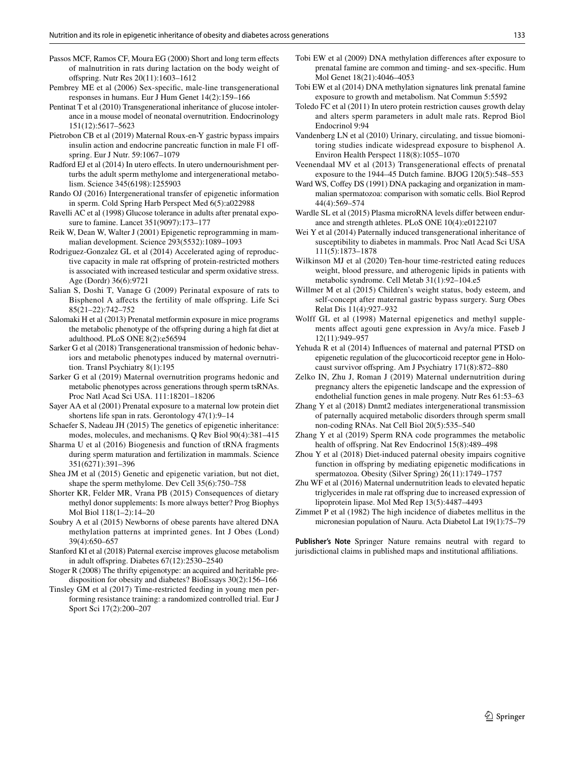Passos MCF, Ramos CF, Moura EG (2000) Short and long term effects of malnutrition in rats during lactation on the body weight of offspring. Nutr Res 20(11):1603–1612

Pembrey ME et al (2006) Sex-specific, male-line transgenerational responses in humans. Eur J Hum Genet 14(2):159–166

Pentinat T et al (2010) Transgenerational inheritance of glucose intolerance in a mouse model of neonatal overnutrition. Endocrinology 151(12):5617–5623

Pietrobon CB et al (2019) Maternal Roux-en-Y gastric bypass impairs insulin action and endocrine pancreatic function in male F1 offspring. Eur J Nutr. 59:1067–1079

Radford EJ et al (2014) In utero effects. In utero undernourishment perturbs the adult sperm methylome and intergenerational metabolism. Science 345(6198):1255903

Rando OJ (2016) Intergenerational transfer of epigenetic information in sperm. Cold Spring Harb Perspect Med 6(5):a022988

Ravelli AC et al (1998) Glucose tolerance in adults after prenatal exposure to famine. Lancet 351(9097):173–177

Reik W, Dean W, Walter J (2001) Epigenetic reprogramming in mammalian development. Science 293(5532):1089–1093

Rodriguez-Gonzalez GL et al (2014) Accelerated aging of reproductive capacity in male rat offspring of protein-restricted mothers is associated with increased testicular and sperm oxidative stress. Age (Dordr) 36(6):9721

Salian S, Doshi T, Vanage G (2009) Perinatal exposure of rats to Bisphenol A affects the fertility of male offspring. Life Sci 85(21–22):742–752

Salomaki H et al (2013) Prenatal metformin exposure in mice programs the metabolic phenotype of the offspring during a high fat diet at adulthood. PLoS ONE 8(2):e56594

Sarker G et al (2018) Transgenerational transmission of hedonic behaviors and metabolic phenotypes induced by maternal overnutrition. Transl Psychiatry 8(1):195

Sarker G et al (2019) Maternal overnutrition programs hedonic and metabolic phenotypes across generations through sperm tsRNAs. Proc Natl Acad Sci USA. 111:18201–18206

Sayer AA et al (2001) Prenatal exposure to a maternal low protein diet shortens life span in rats. Gerontology 47(1):9–14

Schaefer S, Nadeau JH (2015) The genetics of epigenetic inheritance: modes, molecules, and mechanisms. Q Rev Biol 90(4):381–415

Sharma U et al (2016) Biogenesis and function of tRNA fragments during sperm maturation and fertilization in mammals. Science 351(6271):391–396

Shea JM et al (2015) Genetic and epigenetic variation, but not diet, shape the sperm methylome. Dev Cell 35(6):750–758

Shorter KR, Felder MR, Vrana PB (2015) Consequences of dietary methyl donor supplements: Is more always better? Prog Biophys Mol Biol 118(1–2):14–20

Soubry A et al (2015) Newborns of obese parents have altered DNA methylation patterns at imprinted genes. Int J Obes (Lond) 39(4):650–657

Stanford KI et al (2018) Paternal exercise improves glucose metabolism in adult offspring. Diabetes 67(12):2530–2540

Stoger R (2008) The thrifty epigenotype: an acquired and heritable predisposition for obesity and diabetes? BioEssays 30(2):156–166

Tinsley GM et al (2017) Time-restricted feeding in young men performing resistance training: a randomized controlled trial. Eur J Sport Sci 17(2):200–207

Tobi EW et al (2009) DNA methylation differences after exposure to prenatal famine are common and timing- and sex-specific. Hum Mol Genet 18(21):4046–4053

Tobi EW et al (2014) DNA methylation signatures link prenatal famine exposure to growth and metabolism. Nat Commun 5:5592

Toledo FC et al (2011) In utero protein restriction causes growth delay and alters sperm parameters in adult male rats. Reprod Biol Endocrinol 9:94

Vandenberg LN et al (2010) Urinary, circulating, and tissue biomonitoring studies indicate widespread exposure to bisphenol A. Environ Health Perspect 118(8):1055–1070

Veenendaal MV et al (2013) Transgenerational effects of prenatal exposure to the 1944–45 Dutch famine. BJOG 120(5):548–553

Ward WS, Coffey DS (1991) DNA packaging and organization in mammalian spermatozoa: comparison with somatic cells. Biol Reprod 44(4):569–574

Wardle SL et al (2015) Plasma microRNA levels differ between endurance and strength athletes. PLoS ONE 10(4):e0122107

Wei Y et al (2014) Paternally induced transgenerational inheritance of susceptibility to diabetes in mammals. Proc Natl Acad Sci USA 111(5):1873–1878

Wilkinson MJ et al (2020) Ten-hour time-restricted eating reduces weight, blood pressure, and atherogenic lipids in patients with metabolic syndrome. Cell Metab 31(1):92–104.e5

Willmer M et al (2015) Children's weight status, body esteem, and self-concept after maternal gastric bypass surgery. Surg Obes Relat Dis 11(4):927–932

Wolff GL et al (1998) Maternal epigenetics and methyl supplements affect agouti gene expression in Avy/a mice. Faseb J 12(11):949–957

Yehuda R et al (2014) Influences of maternal and paternal PTSD on epigenetic regulation of the glucocorticoid receptor gene in Holocaust survivor offspring. Am J Psychiatry 171(8):872–880

Zelko IN, Zhu J, Roman J (2019) Maternal undernutrition during pregnancy alters the epigenetic landscape and the expression of endothelial function genes in male progeny. Nutr Res 61:53–63

Zhang Y et al (2018) Dnmt2 mediates intergenerational transmission of paternally acquired metabolic disorders through sperm small non-coding RNAs. Nat Cell Biol 20(5):535–540

Zhang Y et al (2019) Sperm RNA code programmes the metabolic health of offspring. Nat Rev Endocrinol 15(8):489–498

Zhou Y et al (2018) Diet-induced paternal obesity impairs cognitive function in offspring by mediating epigenetic modifications in spermatozoa. Obesity (Silver Spring) 26(11):1749–1757

Zhu WF et al (2016) Maternal undernutrition leads to elevated hepatic triglycerides in male rat offspring due to increased expression of lipoprotein lipase. Mol Med Rep 13(5):4487–4493

Zimmet P et al (1982) The high incidence of diabetes mellitus in the micronesian population of Nauru. Acta Diabetol Lat 19(1):75–79

**Publisher's Note** Springer Nature remains neutral with regard to jurisdictional claims in published maps and institutional affiliations.